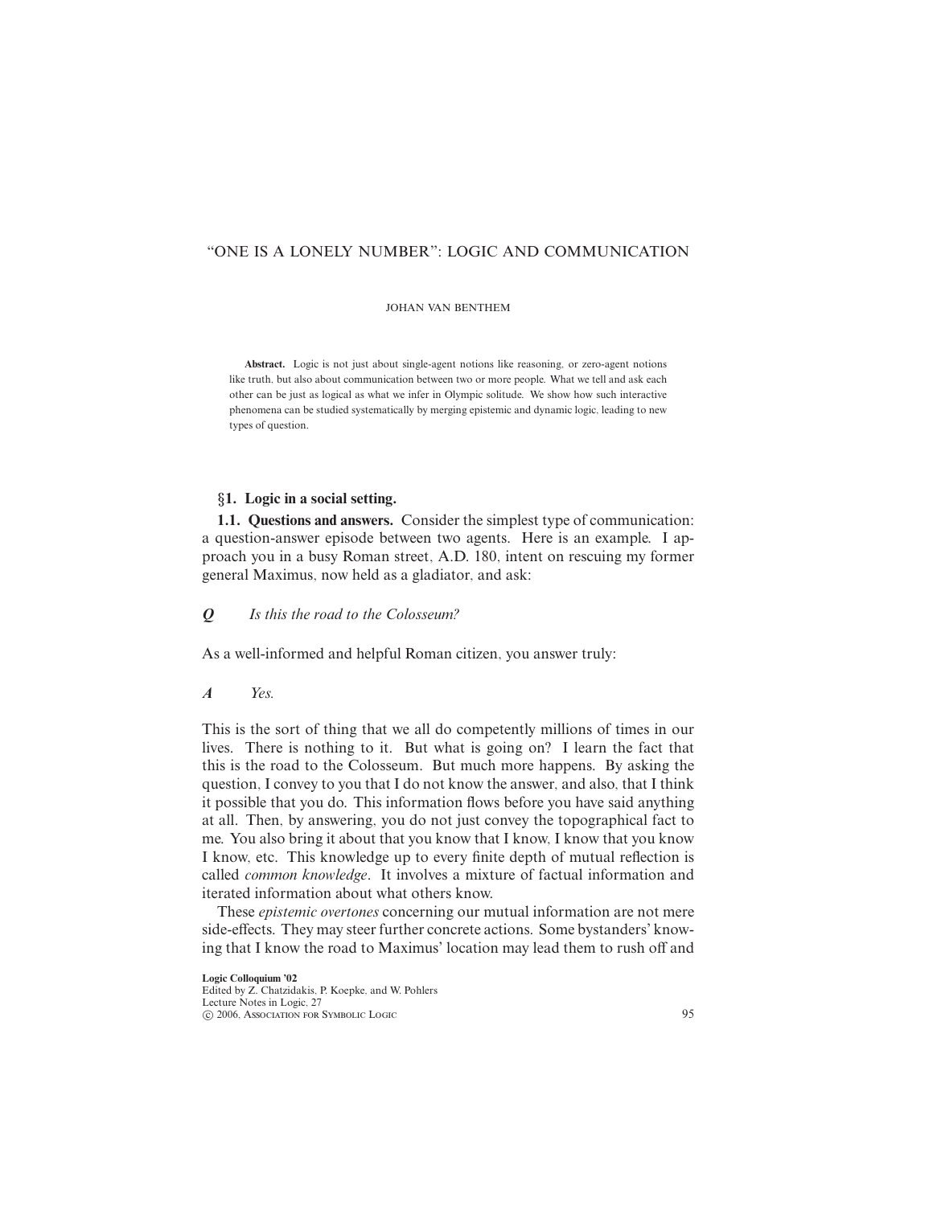# "ONE IS A LONELY NUMBER": LOGIC AND COMMUNICATION

JOHAN VAN BENTHEM

**Abstract.** Logic is not just about single-agent notions like reasoning, or zero-agent notions like truth, but also about communication between two or more people. What we tell and ask each other can be just as logical as what we infer in Olympic solitude. We show how such interactive phenomena can be studied systematically by merging epistemic and dynamic logic, leading to new types of question.

## §1. Logic in a social setting.

**1.1. Questions and answers.** Consider the simplest type of communication: a question-answer episode between two agents. Here is an example. I approach you in a busy Roman street, A.D. 180, intent on rescuing my former general Maximus, now held as a gladiator, and ask:

***Q*** *Is this the road to the Colosseum?*

As a well-informed and helpful Roman citizen, you answer truly:

***A*** *Yes.*

This is the sort of thing that we all do competently millions of times in our lives. There is nothing to it. But what is going on? I learn the fact that this is the road to the Colosseum. But much more happens. By asking the question, I convey to you that I do not know the answer, and also, that I think it possible that you do. This information flows before you have said anything at all. Then, by answering, you do not just convey the topographical fact to me. You also bring it about that you know that I know, I know that you know I know, etc. This knowledge up to every finite depth of mutual reflection is called *common knowledge*. It involves a mixture of factual information and iterated information about what others know.

These *epistemic overtones* concerning our mutual information are not mere side-effects. They may steer further concrete actions. Some bystanders' knowing that I know the road to Maximus' location may lead them to rush off and

**Logic Colloquium '02**
Edited by Z. Chatzidakis, P. Koepke, and W. Pohlers
Lecture Notes in Logic, 27
© 2006, Association for Symbolic Logic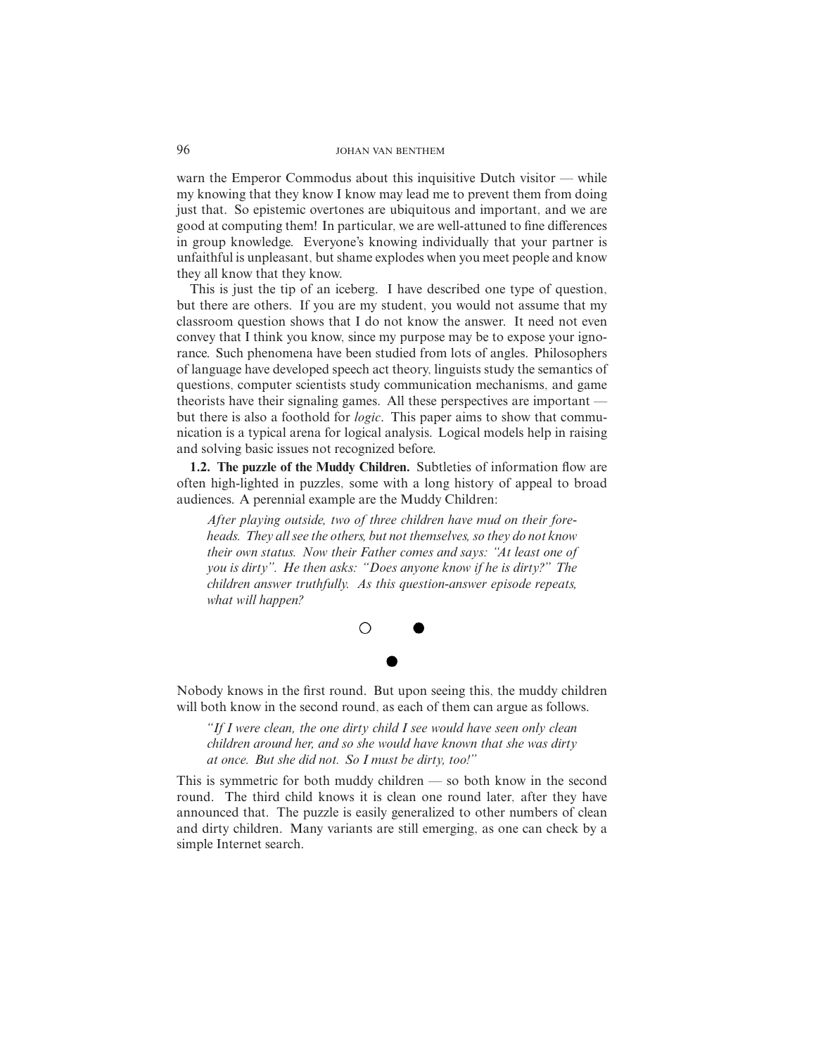warn the Emperor Commodus about this inquisitive Dutch visitor — while my knowing that they know I know may lead me to prevent them from doing just that. So epistemic overtones are ubiquitous and important, and we are good at computing them! In particular, we are well-attuned to fine differences in group knowledge. Everyone's knowing individually that your partner is unfaithful is unpleasant, but shame explodes when you meet people and know they all know that they know.

This is just the tip of an iceberg. I have described one type of question, but there are others. If you are my student, you would not assume that my classroom question shows that I do not know the answer. It need not even convey that I think you know, since my purpose may be to expose your ignorance. Such phenomena have been studied from lots of angles. Philosophers of language have developed speech act theory, linguists study the semantics of questions, computer scientists study communication mechanisms, and game theorists have their signaling games. All these perspectives are important — but there is also a foothold for *logic*. This paper aims to show that communication is a typical arena for logical analysis. Logical models help in raising and solving basic issues not recognized before.

**1.2. The puzzle of the Muddy Children.** Subtleties of information flow are often high-lighted in puzzles, some with a long history of appeal to broad audiences. A perennial example are the Muddy Children:

> *After playing outside, two of three children have mud on their foreheads. They all see the others, but not themselves, so they do not know their own status. Now their Father comes and says: "At least one of you is dirty". He then asks: "Does anyone know if he is dirty?" The children answer truthfully. As this question-answer episode repeats, what will happen?*

○ ●
●

Nobody knows in the first round. But upon seeing this, the muddy children will both know in the second round, as each of them can argue as follows.

> *"If I were clean, the one dirty child I see would have seen only clean children around her, and so she would have known that she was dirty at once. But she did not. So I must be dirty, too!"*

This is symmetric for both muddy children — so both know in the second round. The third child knows it is clean one round later, after they have announced that. The puzzle is easily generalized to other numbers of clean and dirty children. Many variants are still emerging, as one can check by a simple Internet search.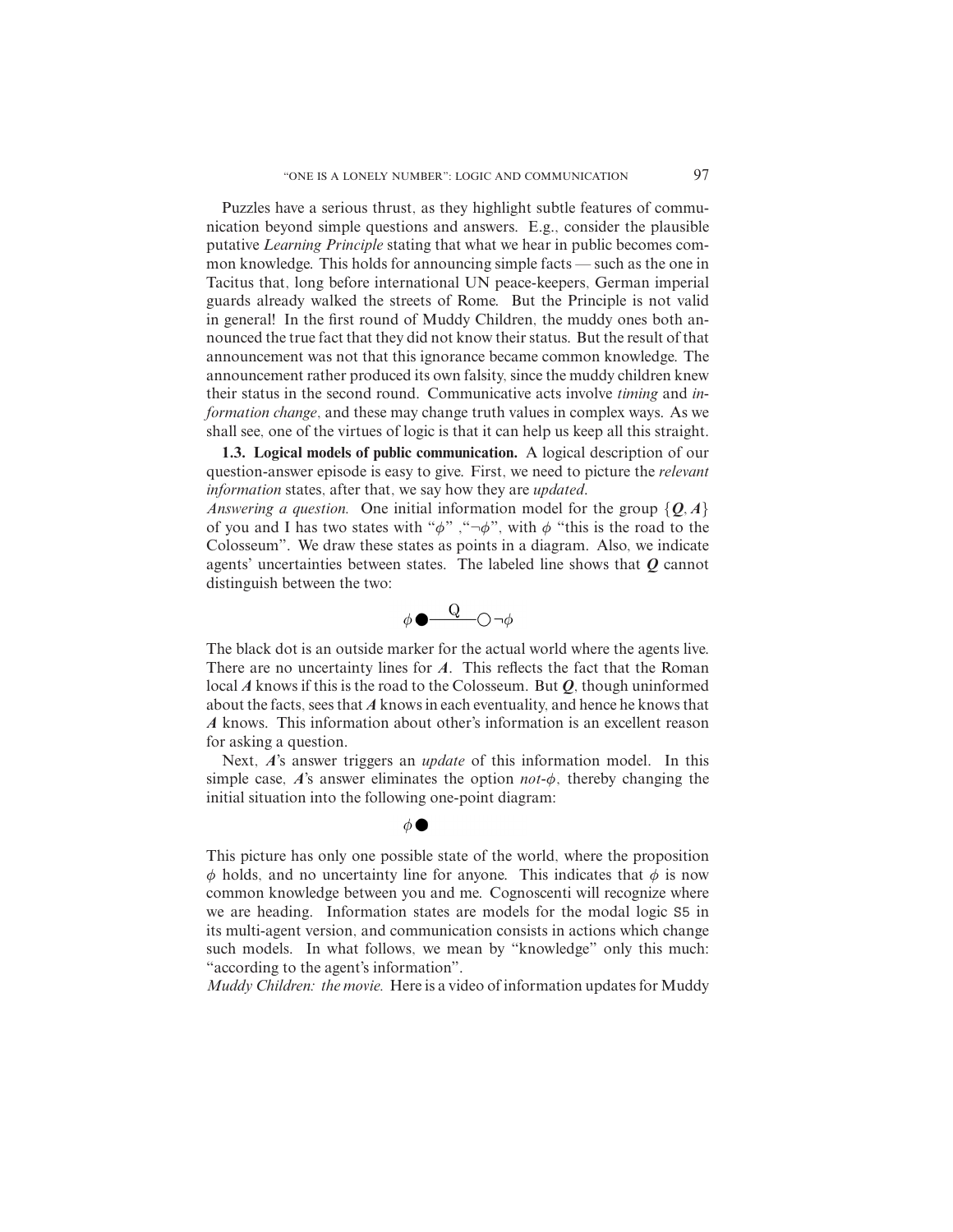Puzzles have a serious thrust, as they highlight subtle features of communication beyond simple questions and answers. E.g., consider the plausible putative *Learning Principle* stating that what we hear in public becomes common knowledge. This holds for announcing simple facts — such as the one in Tacitus that, long before international UN peace-keepers, German imperial guards already walked the streets of Rome. But the Principle is not valid in general! In the first round of Muddy Children, the muddy ones both announced the true fact that they did not know their status. But the result of that announcement was not that this ignorance became common knowledge. The announcement rather produced its own falsity, since the muddy children knew their status in the second round. Communicative acts involve *timing* and *information change*, and these may change truth values in complex ways. As we shall see, one of the virtues of logic is that it can help us keep all this straight.

**1.3. Logical models of public communication.** A logical description of our question-answer episode is easy to give. First, we need to picture the *relevant information* states, after that, we say how they are *updated*.

*Answering a question.* One initial information model for the group $\{\boldsymbol{Q}, \boldsymbol{A}\}$ of you and I has two states with "$\phi$" ,"$\neg\phi$", with $\phi$ "this is the road to the Colosseum". We draw these states as points in a diagram. Also, we indicate agents' uncertainties between states. The labeled line shows that $\boldsymbol{Q}$ cannot distinguish between the two:

$$\phi \bullet \overset{Q}{\text{———}} \circ \neg\phi$$

The black dot is an outside marker for the actual world where the agents live. There are no uncertainty lines for $\boldsymbol{A}$. This reflects the fact that the Roman local $\boldsymbol{A}$ knows if this is the road to the Colosseum. But $\boldsymbol{Q}$, though uninformed about the facts, sees that $\boldsymbol{A}$ knows in each eventuality, and hence he knows that $\boldsymbol{A}$ knows. This information about other's information is an excellent reason for asking a question.

Next, $\boldsymbol{A}$'s answer triggers an *update* of this information model. In this simple case, $\boldsymbol{A}$'s answer eliminates the option *not*-$\phi$, thereby changing the initial situation into the following one-point diagram:

$$\phi \bullet$$

This picture has only one possible state of the world, where the proposition $\phi$ holds, and no uncertainty line for anyone. This indicates that $\phi$ is now common knowledge between you and me. Cognoscenti will recognize where we are heading. Information states are models for the modal logic S5 in its multi-agent version, and communication consists in actions which change such models. In what follows, we mean by "knowledge" only this much: "according to the agent's information".

*Muddy Children: the movie.* Here is a video of information updates for Muddy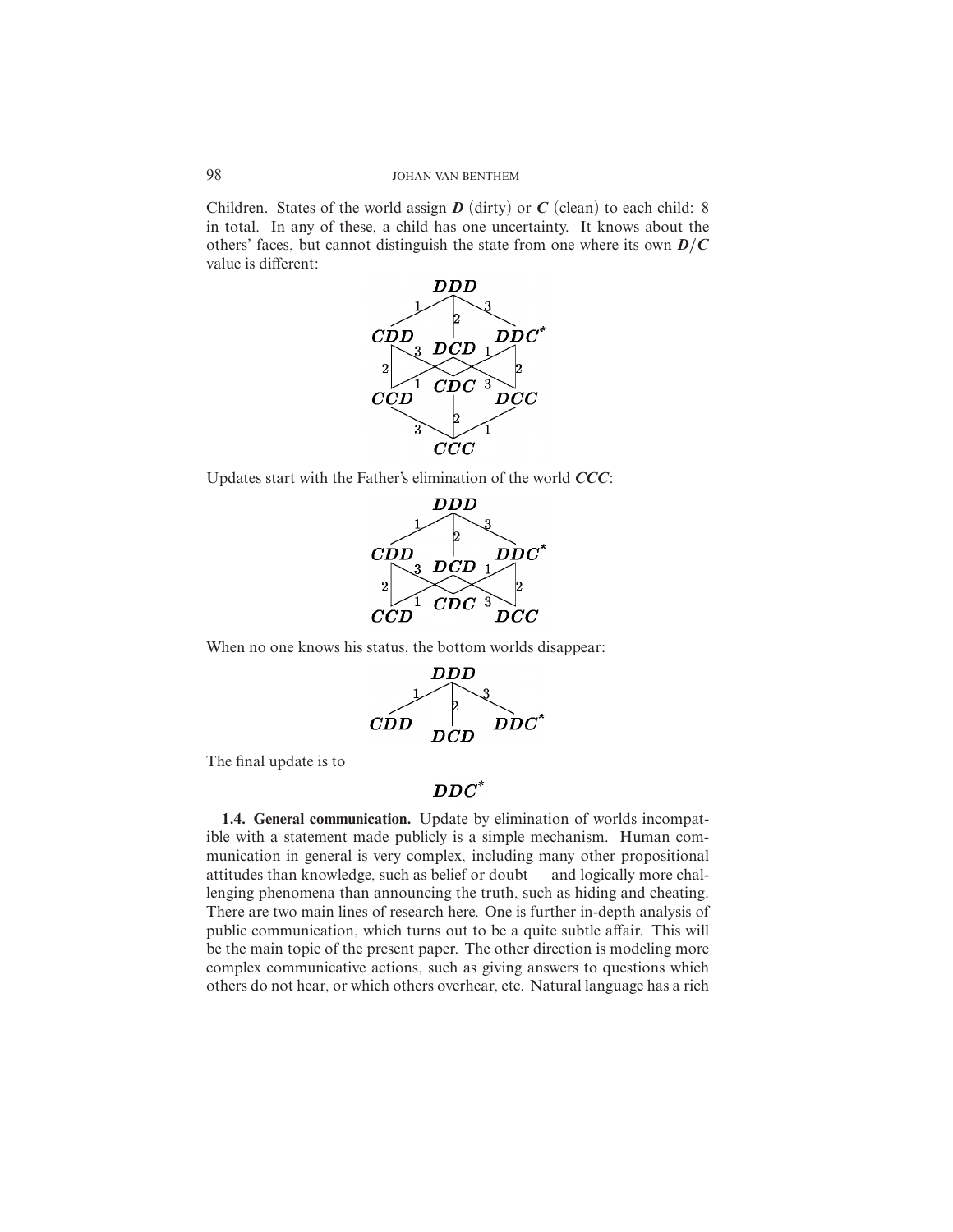Children. States of the world assign ***D*** (dirty) or ***C*** (clean) to each child: 8 in total. In any of these, a child has one uncertainty. It knows about the others' faces, but cannot distinguish the state from one where its own ***D/C*** value is different:

Updates start with the Father's elimination of the world ***CCC***:

When no one knows his status, the bottom worlds disappear:

The final update is to

$$DDC^*$$

**1.4. General communication.** Update by elimination of worlds incompatible with a statement made publicly is a simple mechanism. Human communication in general is very complex, including many other propositional attitudes than knowledge, such as belief or doubt — and logically more challenging phenomena than announcing the truth, such as hiding and cheating. There are two main lines of research here. One is further in-depth analysis of public communication, which turns out to be a quite subtle affair. This will be the main topic of the present paper. The other direction is modeling more complex communicative actions, such as giving answers to questions which others do not hear, or which others overhear, etc. Natural language has a rich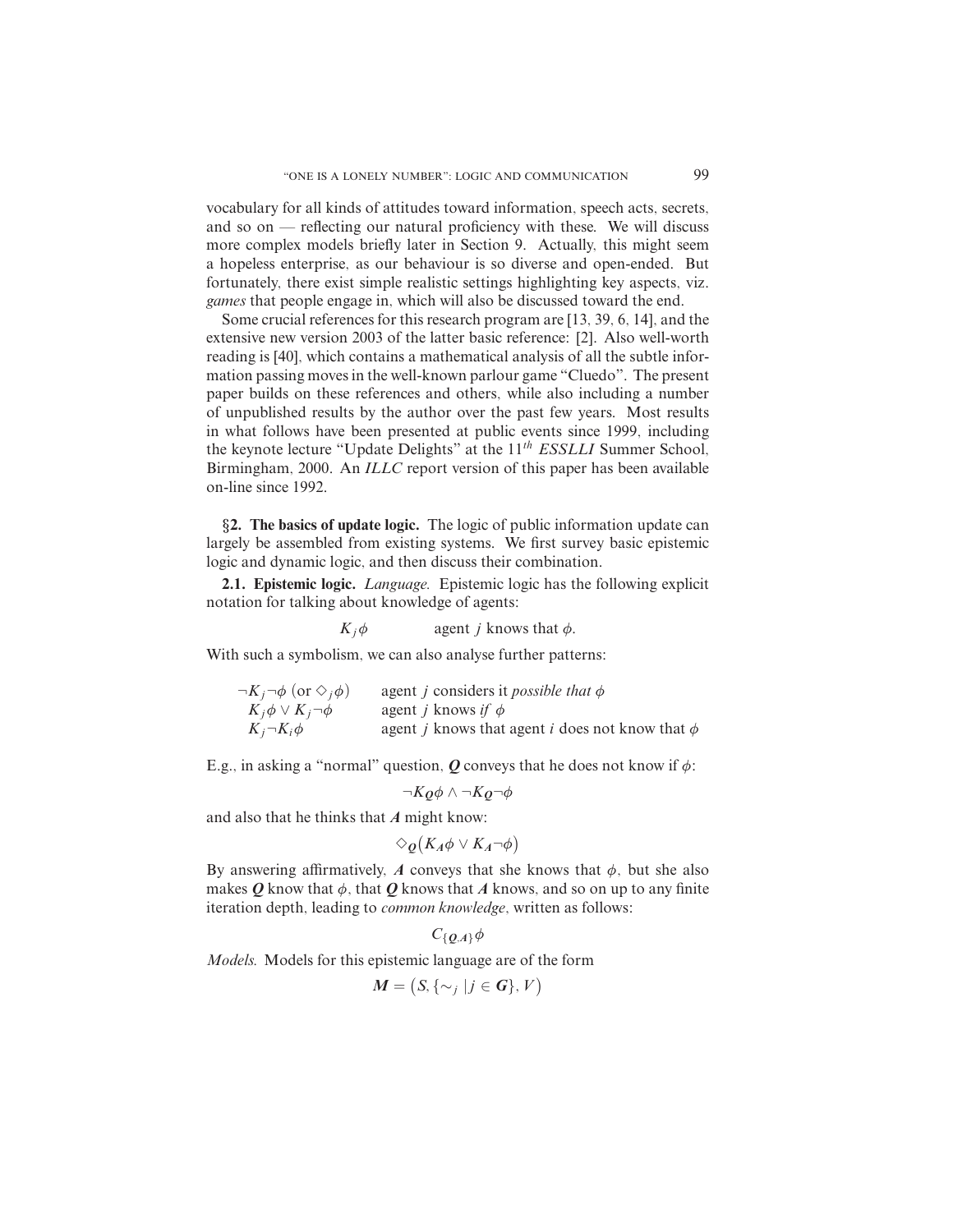vocabulary for all kinds of attitudes toward information, speech acts, secrets, and so on — reflecting our natural proficiency with these. We will discuss more complex models briefly later in Section 9. Actually, this might seem a hopeless enterprise, as our behaviour is so diverse and open-ended. But fortunately, there exist simple realistic settings highlighting key aspects, viz. *games* that people engage in, which will also be discussed toward the end.

Some crucial references for this research program are [13, 39, 6, 14], and the extensive new version 2003 of the latter basic reference: [2]. Also well-worth reading is [40], which contains a mathematical analysis of all the subtle information passing moves in the well-known parlour game "Cluedo". The present paper builds on these references and others, while also including a number of unpublished results by the author over the past few years. Most results in what follows have been presented at public events since 1999, including the keynote lecture "Update Delights" at the $11^{th}$ *ESSLLI* Summer School, Birmingham, 2000. An *ILLC* report version of this paper has been available on-line since 1992.

## §2. The basics of update logic.

The logic of public information update can largely be assembled from existing systems. We first survey basic epistemic logic and dynamic logic, and then discuss their combination.

**2.1. Epistemic logic.** *Language.* Epistemic logic has the following explicit notation for talking about knowledge of agents:

$$K_j\phi \qquad \text{agent } j \text{ knows that } \phi.$$

With such a symbolism, we can also analyse further patterns:

| | |
|---|---|
| $\neg K_j\neg\phi$ (or $\Diamond_j\phi$) | agent $j$ considers it *possible that* $\phi$ |
| $K_j\phi \vee K_j\neg\phi$ | agent $j$ knows *if* $\phi$ |
| $K_j\neg K_i\phi$ | agent $j$ knows that agent $i$ does not know that $\phi$ |

E.g., in asking a "normal" question, $\boldsymbol{Q}$ conveys that he does not know if $\phi$:

$$\neg K_{\boldsymbol{Q}}\phi \wedge \neg K_{\boldsymbol{Q}}\neg\phi$$

and also that he thinks that $\boldsymbol{A}$ might know:

$$\Diamond_{\boldsymbol{Q}}\big(K_{\boldsymbol{A}}\phi \vee K_{\boldsymbol{A}}\neg\phi\big)$$

By answering affirmatively, $\boldsymbol{A}$ conveys that she knows that $\phi$, but she also makes $\boldsymbol{Q}$ know that $\phi$, that $\boldsymbol{Q}$ knows that $\boldsymbol{A}$ knows, and so on up to any finite iteration depth, leading to *common knowledge*, written as follows:

$$C_{\{\boldsymbol{Q},\boldsymbol{A}\}}\phi$$

*Models.* Models for this epistemic language are of the form

$$\boldsymbol{M} = \big(S, \{\sim_j \mid j \in \boldsymbol{G}\}, V\big)$$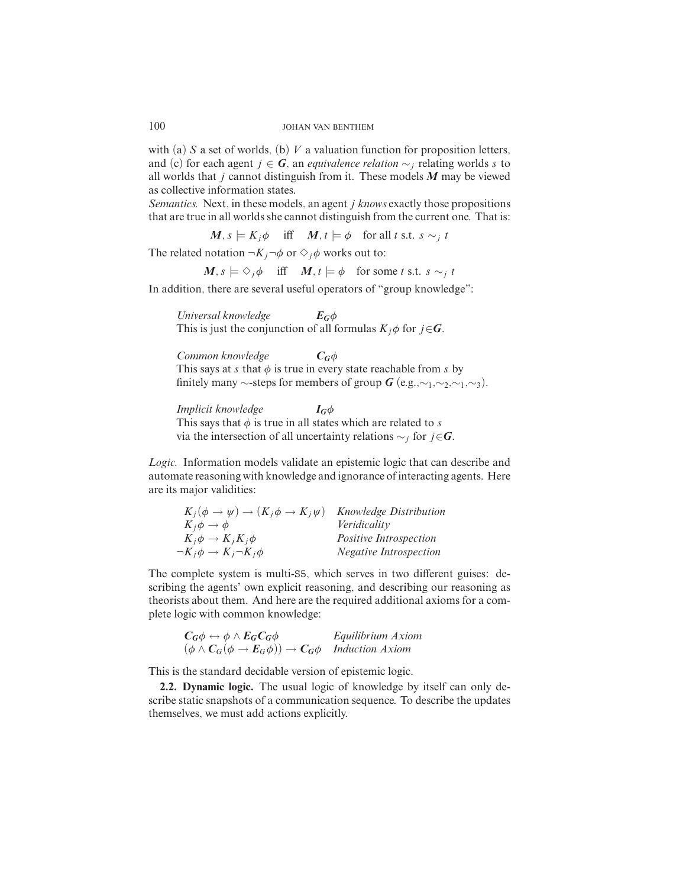with (a) $S$ a set of worlds, (b) $V$ a valuation function for proposition letters, and (c) for each agent $j \in \boldsymbol{G}$, an *equivalence relation* $\sim_j$ relating worlds $s$ to all worlds that $j$ cannot distinguish from it. These models $\boldsymbol{M}$ may be viewed as collective information states.

*Semantics.* Next, in these models, an agent $j$ *knows* exactly those propositions that are true in all worlds she cannot distinguish from the current one. That is:

$$\boldsymbol{M}, s \models K_j\phi \quad \text{iff} \quad \boldsymbol{M}, t \models \phi \quad \text{for all } t \text{ s.t. } s \sim_j t$$

The related notation $\neg K_j \neg\phi$ or $\Diamond_j\phi$ works out to:

$$\boldsymbol{M}, s \models \Diamond_j\phi \quad \text{iff} \quad \boldsymbol{M}, t \models \phi \quad \text{for some } t \text{ s.t. } s \sim_j t$$

In addition, there are several useful operators of "group knowledge":

*Universal knowledge* $\quad \boldsymbol{E_G}\phi$
This is just the conjunction of all formulas $K_j\phi$ for $j \in \boldsymbol{G}$.

*Common knowledge* $\quad \boldsymbol{C_G}\phi$
This says at $s$ that $\phi$ is true in every state reachable from $s$ by finitely many $\sim$-steps for members of group $\boldsymbol{G}$ (e.g.,$\sim_1$,$\sim_2$,$\sim_1$,$\sim_3$).

*Implicit knowledge* $\quad \boldsymbol{I_G}\phi$
This says that $\phi$ is true in all states which are related to $s$ via the intersection of all uncertainty relations $\sim_j$ for $j \in \boldsymbol{G}$.

*Logic.* Information models validate an epistemic logic that can describe and automate reasoning with knowledge and ignorance of interacting agents. Here are its major validities:

| | |
|---|---|
| $K_j(\phi \to \psi) \to (K_j\phi \to K_j\psi)$ | *Knowledge Distribution* |
| $K_j\phi \to \phi$ | *Veridicality* |
| $K_j\phi \to K_jK_j\phi$ | *Positive Introspection* |
| $\neg K_j\phi \to K_j\neg K_j\phi$ | *Negative Introspection* |

The complete system is multi-S5, which serves in two different guises: describing the agents' own explicit reasoning, and describing our reasoning as theorists about them. And here are the required additional axioms for a complete logic with common knowledge:

| | |
|---|---|
| $\boldsymbol{C_G}\phi \leftrightarrow \phi \wedge \boldsymbol{E_G}\boldsymbol{C_G}\phi$ | *Equilibrium Axiom* |
| $(\phi \wedge \boldsymbol{C_G}(\phi \to \boldsymbol{E_G}\phi)) \to \boldsymbol{C_G}\phi$ | *Induction Axiom* |

This is the standard decidable version of epistemic logic.

**2.2. Dynamic logic.** The usual logic of knowledge by itself can only describe static snapshots of a communication sequence. To describe the updates themselves, we must add actions explicitly.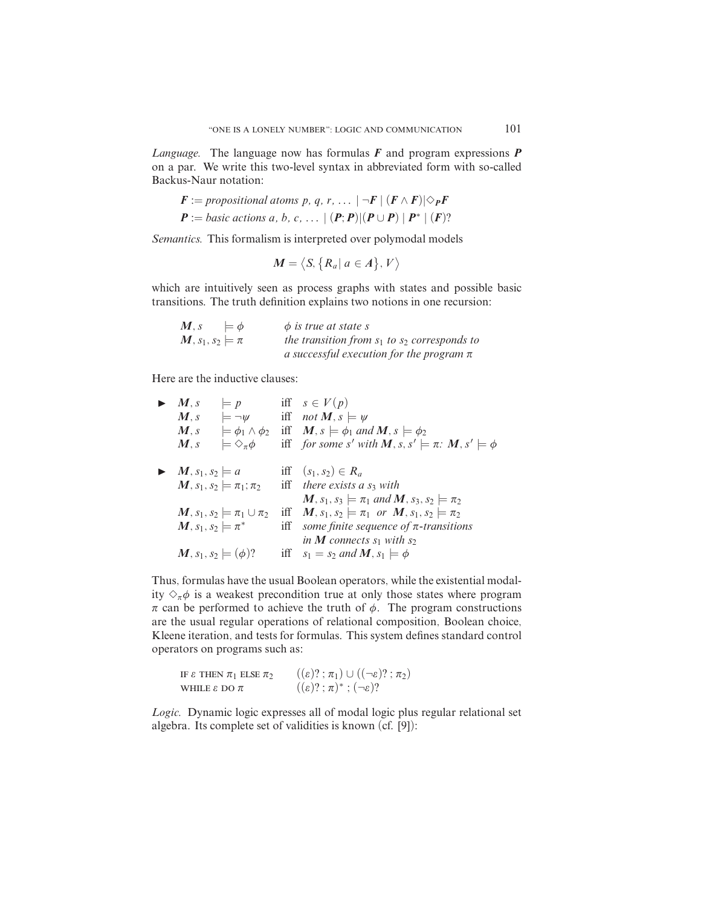*Language.* The language now has formulas $\boldsymbol{F}$ and program expressions $\boldsymbol{P}$ on a par. We write this two-level syntax in abbreviated form with so-called Backus-Naur notation:

$$\boldsymbol{F} := \textit{propositional atoms } p, q, r, \ldots \mid \neg \boldsymbol{F} \mid (\boldsymbol{F} \wedge \boldsymbol{F}) \mid \Diamond_{\boldsymbol{P}} \boldsymbol{F}$$

$$\boldsymbol{P} := \textit{basic actions } a, b, c, \ldots \mid (\boldsymbol{P}; \boldsymbol{P}) \mid (\boldsymbol{P} \cup \boldsymbol{P}) \mid \boldsymbol{P}^* \mid (\boldsymbol{F})?$$

*Semantics.* This formalism is interpreted over polymodal models

$$\boldsymbol{M} = \langle S, \{R_a \mid a \in \boldsymbol{A}\}, V \rangle$$

which are intuitively seen as process graphs with states and possible basic transitions. The truth definition explains two notions in one recursion:

| | |
|---|---|
| $\boldsymbol{M}, s \models \phi$ | *$\phi$ is true at state $s$* |
| $\boldsymbol{M}, s_1, s_2 \models \pi$ | *the transition from $s_1$ to $s_2$ corresponds to a successful execution for the program $\pi$* |

Here are the inductive clauses:

► $\boldsymbol{M}, s \models p$ iff $s \in V(p)$
$\boldsymbol{M}, s \models \neg\psi$ iff *not* $\boldsymbol{M}, s \models \psi$
$\boldsymbol{M}, s \models \phi_1 \wedge \phi_2$ iff $\boldsymbol{M}, s \models \phi_1$ *and* $\boldsymbol{M}, s \models \phi_2$
$\boldsymbol{M}, s \models \Diamond_\pi \phi$ iff *for some $s'$ with* $\boldsymbol{M}, s, s' \models \pi$: $\boldsymbol{M}, s' \models \phi$

► $\boldsymbol{M}, s_1, s_2 \models a$ iff $(s_1, s_2) \in R_a$
$\boldsymbol{M}, s_1, s_2 \models \pi_1; \pi_2$ iff *there exists a $s_3$ with* $\boldsymbol{M}, s_1, s_3 \models \pi_1$ *and* $\boldsymbol{M}, s_3, s_2 \models \pi_2$
$\boldsymbol{M}, s_1, s_2 \models \pi_1 \cup \pi_2$ iff $\boldsymbol{M}, s_1, s_2 \models \pi_1$ *or* $\boldsymbol{M}, s_1, s_2 \models \pi_2$
$\boldsymbol{M}, s_1, s_2 \models \pi^*$ iff *some finite sequence of $\pi$-transitions in $\boldsymbol{M}$ connects $s_1$ with $s_2$*
$\boldsymbol{M}, s_1, s_2 \models (\phi)?$ iff $s_1 = s_2$ *and* $\boldsymbol{M}, s_1 \models \phi$

Thus, formulas have the usual Boolean operators, while the existential modality $\Diamond_\pi \phi$ is a weakest precondition true at only those states where program $\pi$ can be performed to achieve the truth of $\phi$. The program constructions are the usual regular operations of relational composition, Boolean choice, Kleene iteration, and tests for formulas. This system defines standard control operators on programs such as:

| | |
|---|---|
| IF $\varepsilon$ THEN $\pi_1$ ELSE $\pi_2$ | $((\varepsilon)? ; \pi_1) \cup ((\neg\varepsilon)? ; \pi_2)$ |
| WHILE $\varepsilon$ DO $\pi$ | $((\varepsilon)? ; \pi)^* ; (\neg\varepsilon)?$ |

*Logic.* Dynamic logic expresses all of modal logic plus regular relational set algebra. Its complete set of validities is known (cf. [9]):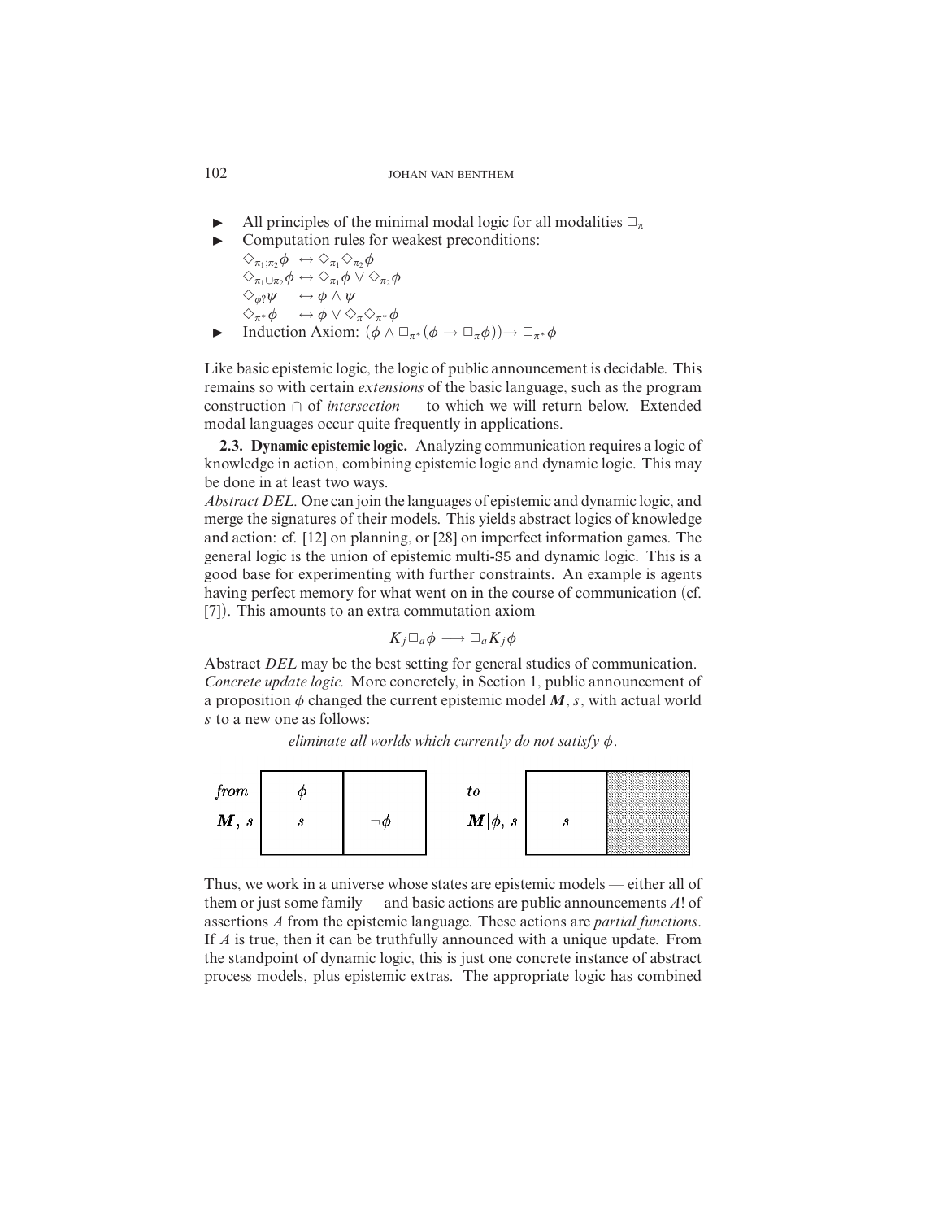- All principles of the minimal modal logic for all modalities $\Box_\pi$
- Computation rules for weakest preconditions:

  $\Diamond_{\pi_1;\pi_2}\phi \leftrightarrow \Diamond_{\pi_1}\Diamond_{\pi_2}\phi$

  $\Diamond_{\pi_1\cup\pi_2}\phi \leftrightarrow \Diamond_{\pi_1}\phi \vee \Diamond_{\pi_2}\phi$

  $\Diamond_{\phi?}\psi \leftrightarrow \phi \wedge \psi$

  $\Diamond_{\pi^*}\phi \leftrightarrow \phi \vee \Diamond_\pi\Diamond_{\pi^*}\phi$
- Induction Axiom: $(\phi \wedge \Box_{\pi^*}(\phi \rightarrow \Box_\pi\phi)) \rightarrow \Box_{\pi^*}\phi$

Like basic epistemic logic, the logic of public announcement is decidable. This remains so with certain *extensions* of the basic language, such as the program construction $\cap$ of *intersection* — to which we will return below. Extended modal languages occur quite frequently in applications.

**2.3. Dynamic epistemic logic.** Analyzing communication requires a logic of knowledge in action, combining epistemic logic and dynamic logic. This may be done in at least two ways.

*Abstract DEL.* One can join the languages of epistemic and dynamic logic, and merge the signatures of their models. This yields abstract logics of knowledge and action: cf. [12] on planning, or [28] on imperfect information games. The general logic is the union of epistemic multi-S5 and dynamic logic. This is a good base for experimenting with further constraints. An example is agents having perfect memory for what went on in the course of communication (cf. [7]). This amounts to an extra commutation axiom

$$K_j\Box_a\phi \longrightarrow \Box_a K_j\phi$$

Abstract *DEL* may be the best setting for general studies of communication.

*Concrete update logic.* More concretely, in Section 1, public announcement of a proposition $\phi$ changed the current epistemic model $\boldsymbol{M}, s$, with actual world $s$ to a new one as follows:

*eliminate all worlds which currently do not satisfy $\phi$.*

| *from* $\boldsymbol{M}, s$ | $\phi$ $s$ | $\neg\phi$ | *to* $\boldsymbol{M}\vert\phi, s$ | $s$ | (eliminated) |
|---|---|---|---|---|---|

Thus, we work in a universe whose states are epistemic models — either all of them or just some family — and basic actions are public announcements $A!$ of assertions $A$ from the epistemic language. These actions are *partial functions*. If $A$ is true, then it can be truthfully announced with a unique update. From the standpoint of dynamic logic, this is just one concrete instance of abstract process models, plus epistemic extras. The appropriate logic has combined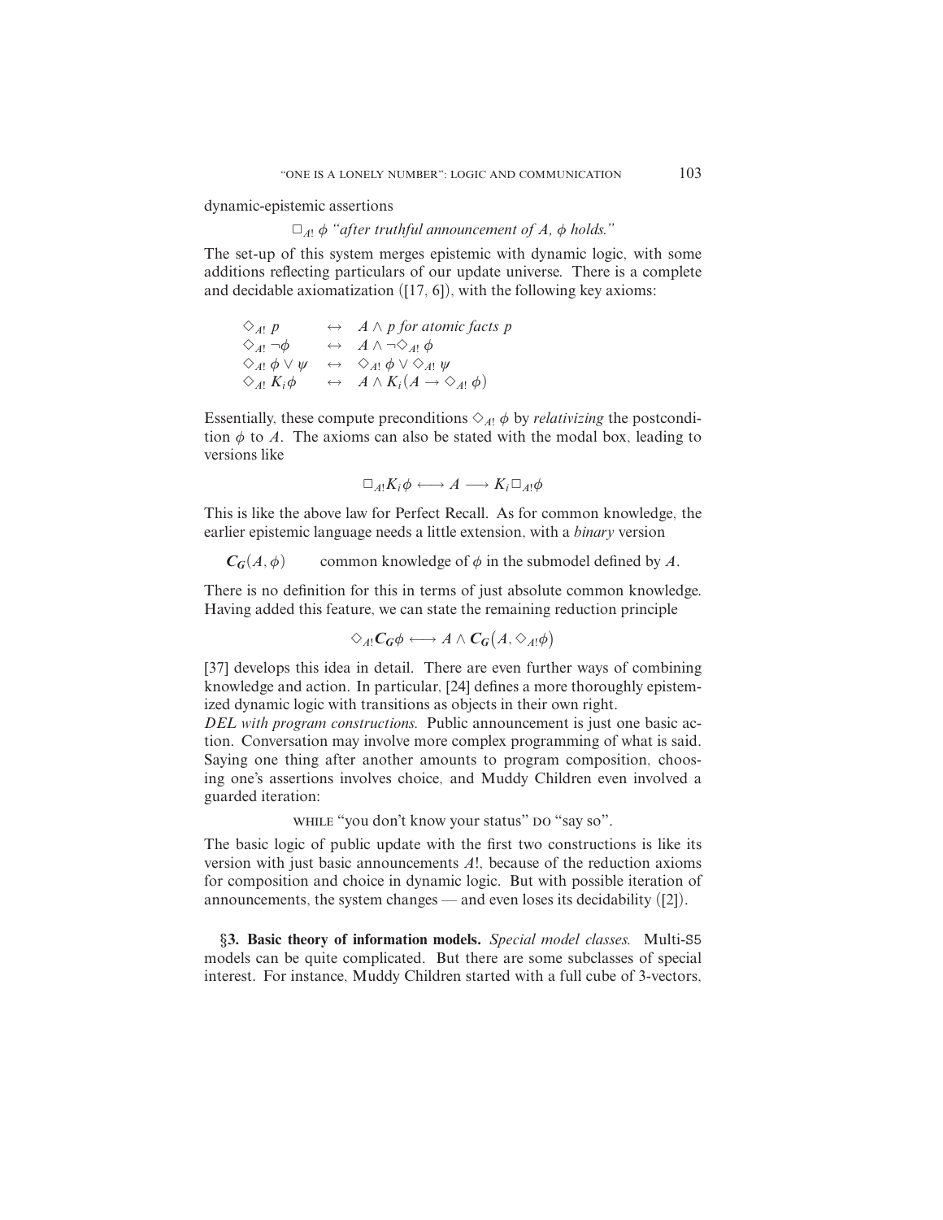dynamic-epistemic assertions

$$\Box_{A!}\,\phi \text{ “after truthful announcement of } A,\ \phi \text{ holds.”}$$

The set-up of this system merges epistemic with dynamic logic, with some additions reflecting particulars of our update universe. There is a complete and decidable axiomatization ([17, 6]), with the following key axioms:

$$\begin{array}{lll}
\Diamond_{A!}\, p & \leftrightarrow & A \wedge p \text{ for atomic facts } p \\
\Diamond_{A!}\, \neg\phi & \leftrightarrow & A \wedge \neg\Diamond_{A!}\, \phi \\
\Diamond_{A!}\, \phi \vee \psi & \leftrightarrow & \Diamond_{A!}\, \phi \vee \Diamond_{A!}\, \psi \\
\Diamond_{A!}\, K_i\phi & \leftrightarrow & A \wedge K_i(A \rightarrow \Diamond_{A!}\, \phi)
\end{array}$$

Essentially, these compute preconditions $\Diamond_{A!}\,\phi$ by *relativizing* the postcondition $\phi$ to $A$. The axioms can also be stated with the modal box, leading to versions like

$$\Box_{A!}K_i\phi \longleftrightarrow A \longrightarrow K_i\Box_{A!}\phi$$

This is like the above law for Perfect Recall. As for common knowledge, the earlier epistemic language needs a little extension, with a *binary* version

$\boldsymbol{C_G}(A, \phi)$ common knowledge of $\phi$ in the submodel defined by $A$.

There is no definition for this in terms of just absolute common knowledge. Having added this feature, we can state the remaining reduction principle

$$\Diamond_{A!}\boldsymbol{C_G}\phi \longleftrightarrow A \wedge \boldsymbol{C_G}\big(A, \Diamond_{A!}\phi\big)$$

[37] develops this idea in detail. There are even further ways of combining knowledge and action. In particular, [24] defines a more thoroughly epistemized dynamic logic with transitions as objects in their own right.

*DEL with program constructions.* Public announcement is just one basic action. Conversation may involve more complex programming of what is said. Saying one thing after another amounts to program composition, choosing one's assertions involves choice, and Muddy Children even involved a guarded iteration:

WHILE “you don't know your status” DO “say so”.

The basic logic of public update with the first two constructions is like its version with just basic announcements $A!$, because of the reduction axioms for composition and choice in dynamic logic. But with possible iteration of announcements, the system changes — and even loses its decidability ([2]).

**§3. Basic theory of information models.** *Special model classes.* Multi-S5 models can be quite complicated. But there are some subclasses of special interest. For instance, Muddy Children started with a full cube of 3-vectors,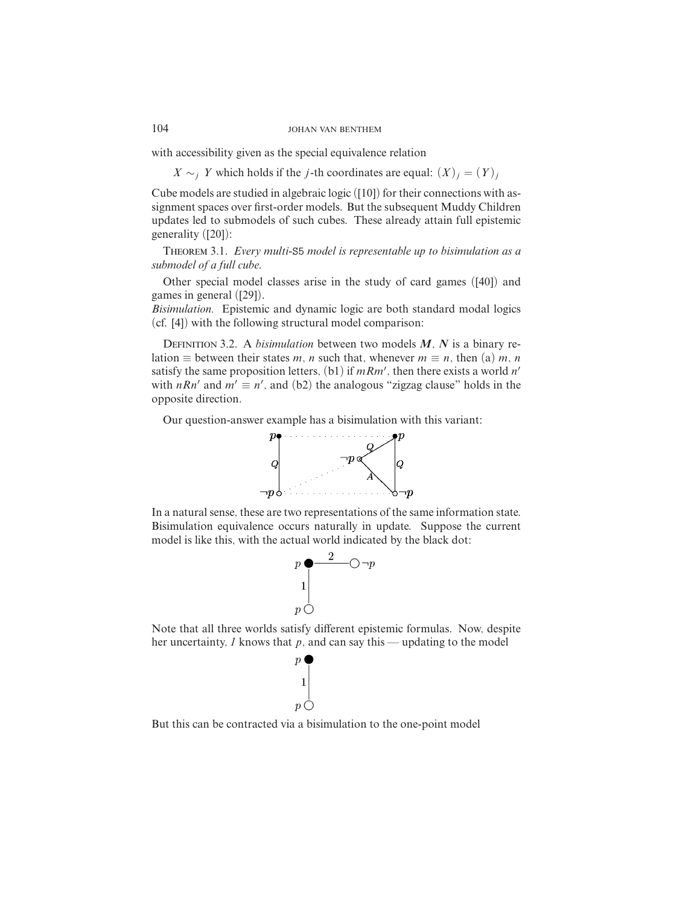with accessibility given as the special equivalence relation

$X \sim_j Y$ which holds if the $j$-th coordinates are equal: $(X)_j = (Y)_j$

Cube models are studied in algebraic logic ([10]) for their connections with assignment spaces over first-order models. But the subsequent Muddy Children updates led to submodels of such cubes. These already attain full epistemic generality ([20]):

THEOREM 3.1. *Every multi-S5 model is representable up to bisimulation as a submodel of a full cube.*

Other special model classes arise in the study of card games ([40]) and games in general ([29]).

*Bisimulation.* Epistemic and dynamic logic are both standard modal logics (cf. [4]) with the following structural model comparison:

DEFINITION 3.2. A *bisimulation* between two models $\boldsymbol{M}$, $\boldsymbol{N}$ is a binary relation $\equiv$ between their states $m$, $n$ such that, whenever $m \equiv n$, then (a) $m$, $n$ satisfy the same proposition letters, (b1) if $mRm'$, then there exists a world $n'$ with $nRn'$ and $m' \equiv n'$, and (b2) the analogous "zigzag clause" holds in the opposite direction.

Our question-answer example has a bisimulation with this variant:

In a natural sense, these are two representations of the same information state. Bisimulation equivalence occurs naturally in update. Suppose the current model is like this, with the actual world indicated by the black dot:

Note that all three worlds satisfy different epistemic formulas. Now, despite her uncertainty, *1* knows that $p$, and can say this — updating to the model

But this can be contracted via a bisimulation to the one-point model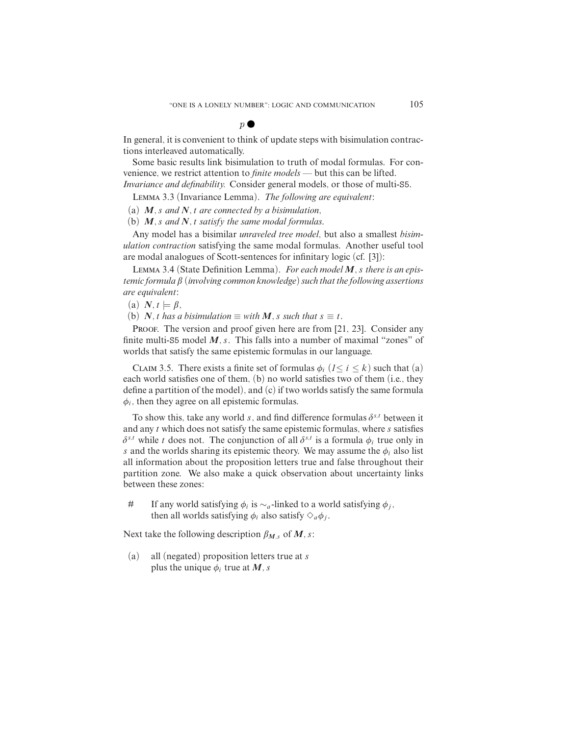$p$ ●

In general, it is convenient to think of update steps with bisimulation contractions interleaved automatically.

Some basic results link bisimulation to truth of modal formulas. For convenience, we restrict attention to *finite models* — but this can be lifted.

*Invariance and definability.* Consider general models, or those of multi-S5.

Lemma 3.3 (Invariance Lemma). *The following are equivalent*:

(a) $\boldsymbol{M}, s$ *and* $\boldsymbol{N}, t$ *are connected by a bisimulation*,

(b) $\boldsymbol{M}, s$ *and* $\boldsymbol{N}, t$ *satisfy the same modal formulas.*

Any model has a bisimilar *unraveled tree model*, but also a smallest *bisimulation contraction* satisfying the same modal formulas. Another useful tool are modal analogues of Scott-sentences for infinitary logic (cf. [3]):

Lemma 3.4 (State Definition Lemma). *For each model* $\boldsymbol{M}, s$ *there is an epistemic formula* $\beta$ (*involving common knowledge*) *such that the following assertions are equivalent*:

(a) $\boldsymbol{N}, t \models \beta$,

(b) $\boldsymbol{N}, t$ *has a bisimulation* $\equiv$ *with* $\boldsymbol{M}, s$ *such that* $s \equiv t$.

Proof. The version and proof given here are from [21, 23]. Consider any finite multi-S5 model $\boldsymbol{M}, s$. This falls into a number of maximal "zones" of worlds that satisfy the same epistemic formulas in our language.

Claim 3.5. There exists a finite set of formulas $\phi_i$ ($1 \leq i \leq k$) such that (a) each world satisfies one of them, (b) no world satisfies two of them (i.e., they define a partition of the model), and (c) if two worlds satisfy the same formula $\phi_i$, then they agree on all epistemic formulas.

To show this, take any world $s$, and find difference formulas $\delta^{s,t}$ between it and any $t$ which does not satisfy the same epistemic formulas, where $s$ satisfies $\delta^{s,t}$ while $t$ does not. The conjunction of all $\delta^{s,t}$ is a formula $\phi_i$ true only in $s$ and the worlds sharing its epistemic theory. We may assume the $\phi_i$ also list all information about the proposition letters true and false throughout their partition zone. We also make a quick observation about uncertainty links between these zones:

\# If any world satisfying $\phi_i$ is $\sim_a$-linked to a world satisfying $\phi_j$, then all worlds satisfying $\phi_i$ also satisfy $\Diamond_a \phi_j$.

Next take the following description $\beta_{\boldsymbol{M},s}$ of $\boldsymbol{M}, s$:

(a) all (negated) proposition letters true at $s$ plus the unique $\phi_i$ true at $\boldsymbol{M}, s$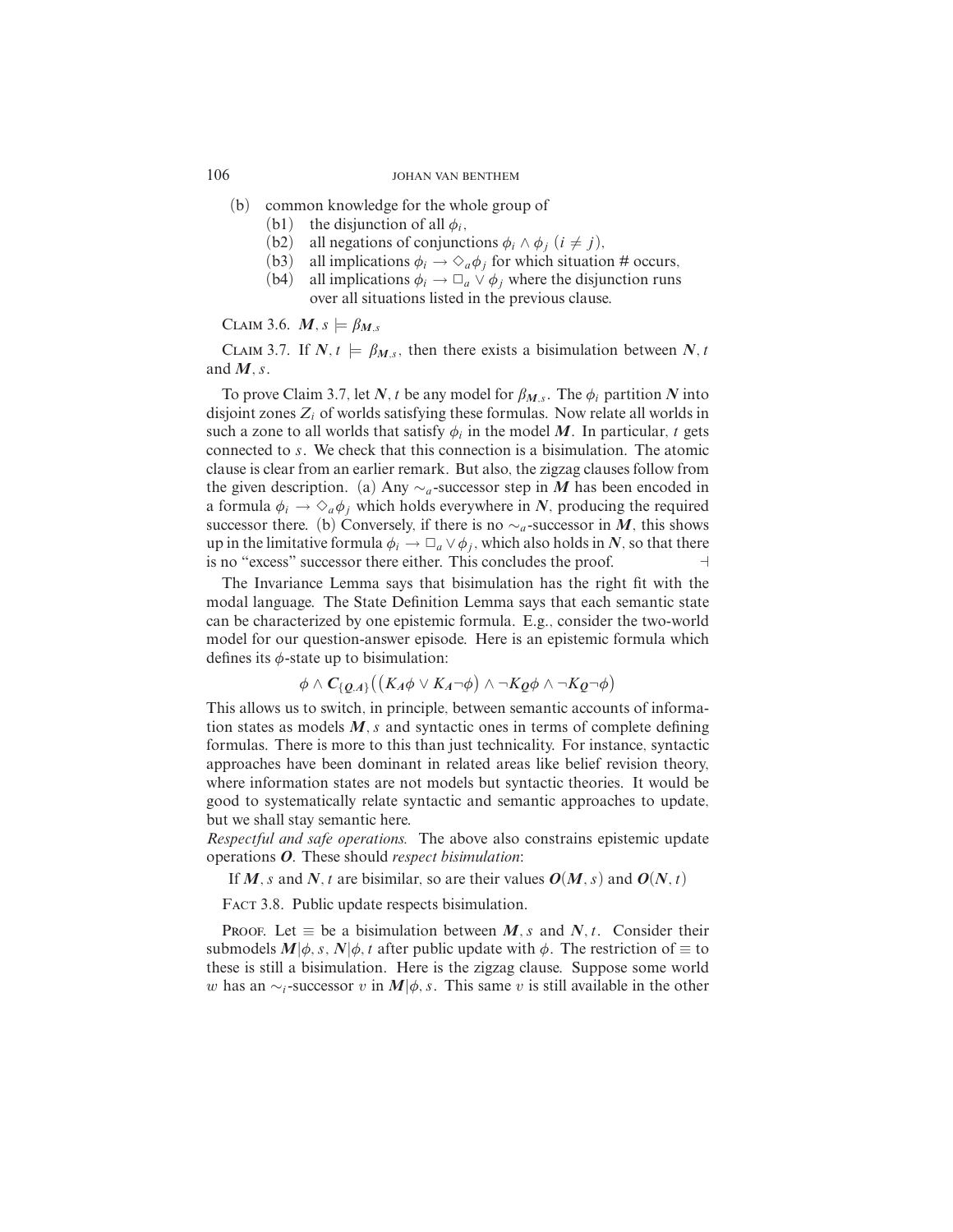(b) common knowledge for the whole group of
  (b1) the disjunction of all $\phi_i$,
  (b2) all negations of conjunctions $\phi_i \wedge \phi_j$ $(i \neq j)$,
  (b3) all implications $\phi_i \rightarrow \Diamond_a \phi_j$ for which situation # occurs,
  (b4) all implications $\phi_i \rightarrow \Box_a \vee \phi_j$ where the disjunction runs over all situations listed in the previous clause.

CLAIM 3.6. $\boldsymbol{M}, s \models \beta_{\boldsymbol{M},s}$

CLAIM 3.7. If $\boldsymbol{N}, t \models \beta_{\boldsymbol{M},s}$, then there exists a bisimulation between $\boldsymbol{N}, t$ and $\boldsymbol{M}, s$.

To prove Claim 3.7, let $\boldsymbol{N}, t$ be any model for $\beta_{\boldsymbol{M},s}$. The $\phi_i$ partition $\boldsymbol{N}$ into disjoint zones $Z_i$ of worlds satisfying these formulas. Now relate all worlds in such a zone to all worlds that satisfy $\phi_i$ in the model $\boldsymbol{M}$. In particular, $t$ gets connected to $s$. We check that this connection is a bisimulation. The atomic clause is clear from an earlier remark. But also, the zigzag clauses follow from the given description. (a) Any $\sim_a$-successor step in $\boldsymbol{M}$ has been encoded in a formula $\phi_i \rightarrow \Diamond_a \phi_j$ which holds everywhere in $\boldsymbol{N}$, producing the required successor there. (b) Conversely, if there is no $\sim_a$-successor in $\boldsymbol{M}$, this shows up in the limitative formula $\phi_i \rightarrow \Box_a \vee \phi_j$, which also holds in $\boldsymbol{N}$, so that there is no "excess" successor there either. This concludes the proof. $\dashv$

The Invariance Lemma says that bisimulation has the right fit with the modal language. The State Definition Lemma says that each semantic state can be characterized by one epistemic formula. E.g., consider the two-world model for our question-answer episode. Here is an epistemic formula which defines its $\phi$-state up to bisimulation:

$$\phi \wedge \boldsymbol{C}_{\{Q,A\}}\big((K_A\phi \vee K_A\neg\phi) \wedge \neg K_Q\phi \wedge \neg K_Q\neg\phi\big)$$

This allows us to switch, in principle, between semantic accounts of information states as models $\boldsymbol{M}, s$ and syntactic ones in terms of complete defining formulas. There is more to this than just technicality. For instance, syntactic approaches have been dominant in related areas like belief revision theory, where information states are not models but syntactic theories. It would be good to systematically relate syntactic and semantic approaches to update, but we shall stay semantic here.

*Respectful and safe operations.* The above also constrains epistemic update operations $\boldsymbol{O}$. These should *respect bisimulation*:

If $\boldsymbol{M}, s$ and $\boldsymbol{N}, t$ are bisimilar, so are their values $\boldsymbol{O}(\boldsymbol{M}, s)$ and $\boldsymbol{O}(\boldsymbol{N}, t)$

FACT 3.8. Public update respects bisimulation.

PROOF. Let $\equiv$ be a bisimulation between $\boldsymbol{M}, s$ and $\boldsymbol{N}, t$. Consider their submodels $\boldsymbol{M}|\phi, s$, $\boldsymbol{N}|\phi, t$ after public update with $\phi$. The restriction of $\equiv$ to these is still a bisimulation. Here is the zigzag clause. Suppose some world $w$ has an $\sim_i$-successor $v$ in $\boldsymbol{M}|\phi, s$. This same $v$ is still available in the other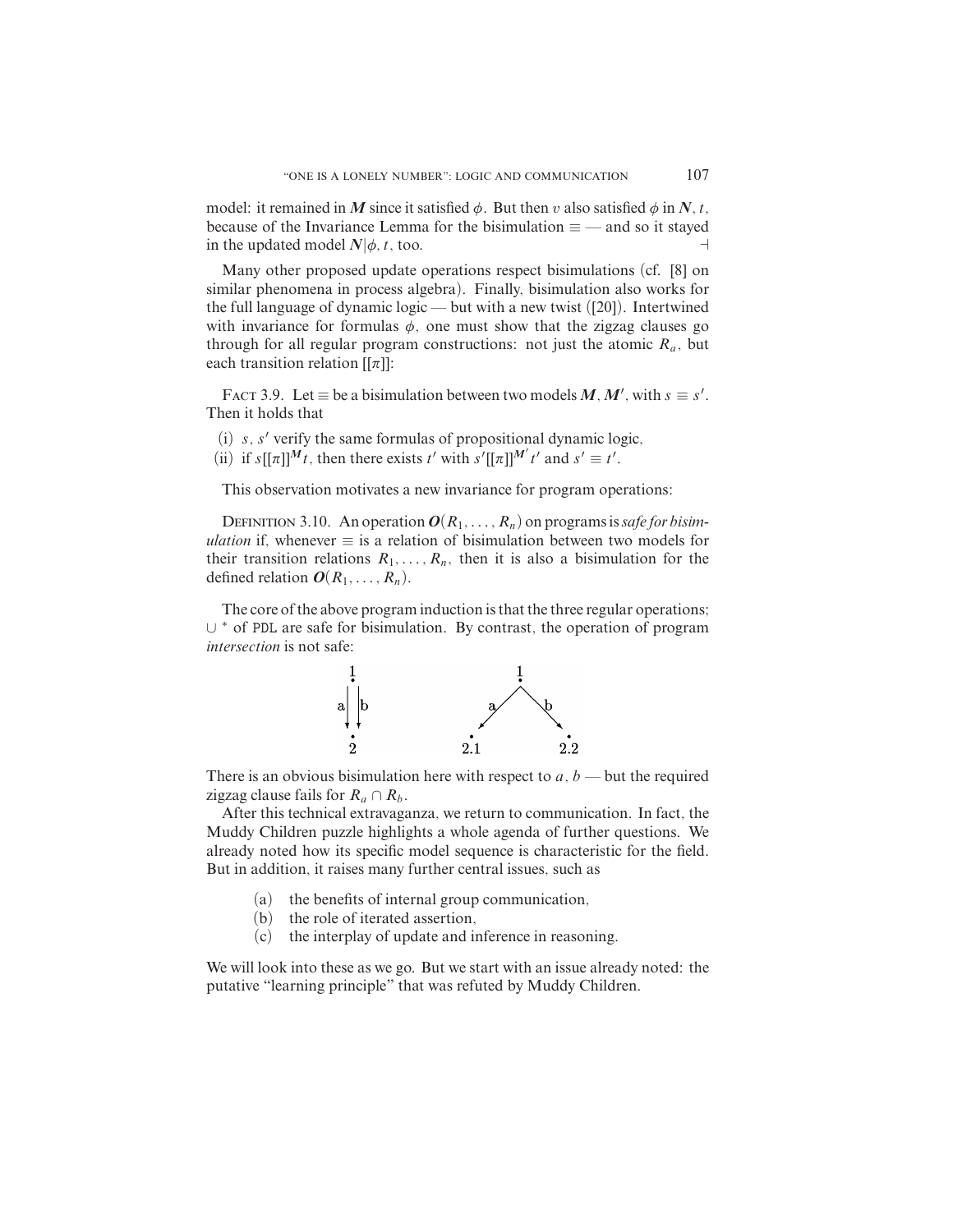model: it remained in $\boldsymbol{M}$ since it satisfied $\phi$. But then $v$ also satisfied $\phi$ in $\boldsymbol{N}, t$, because of the Invariance Lemma for the bisimulation $\equiv$ — and so it stayed in the updated model $\boldsymbol{N}|\phi, t$, too. $\dashv$

Many other proposed update operations respect bisimulations (cf. [8] on similar phenomena in process algebra). Finally, bisimulation also works for the full language of dynamic logic — but with a new twist ([20]). Intertwined with invariance for formulas $\phi$, one must show that the zigzag clauses go through for all regular program constructions: not just the atomic $R_a$, but each transition relation $[[\pi]]$:

FACT 3.9. Let $\equiv$ be a bisimulation between two models $\boldsymbol{M}, \boldsymbol{M}'$, with $s \equiv s'$. Then it holds that

(i) $s, s'$ verify the same formulas of propositional dynamic logic,
(ii) if $s[[\pi]]^{\boldsymbol{M}}t$, then there exists $t'$ with $s'[[\pi]]^{\boldsymbol{M}'}t'$ and $s' \equiv t'$.

This observation motivates a new invariance for program operations:

DEFINITION 3.10. An operation $\boldsymbol{O}(R_1, \ldots, R_n)$ on programs is *safe for bisimulation* if, whenever $\equiv$ is a relation of bisimulation between two models for their transition relations $R_1, \ldots, R_n$, then it is also a bisimulation for the defined relation $\boldsymbol{O}(R_1, \ldots, R_n)$.

The core of the above program induction is that the three regular operations; $\cup$ $^*$ of PDL are safe for bisimulation. By contrast, the operation of program *intersection* is not safe:

There is an obvious bisimulation here with respect to $a, b$ — but the required zigzag clause fails for $R_a \cap R_b$.

After this technical extravaganza, we return to communication. In fact, the Muddy Children puzzle highlights a whole agenda of further questions. We already noted how its specific model sequence is characteristic for the field. But in addition, it raises many further central issues, such as

(a) the benefits of internal group communication,
(b) the role of iterated assertion,
(c) the interplay of update and inference in reasoning.

We will look into these as we go. But we start with an issue already noted: the putative "learning principle" that was refuted by Muddy Children.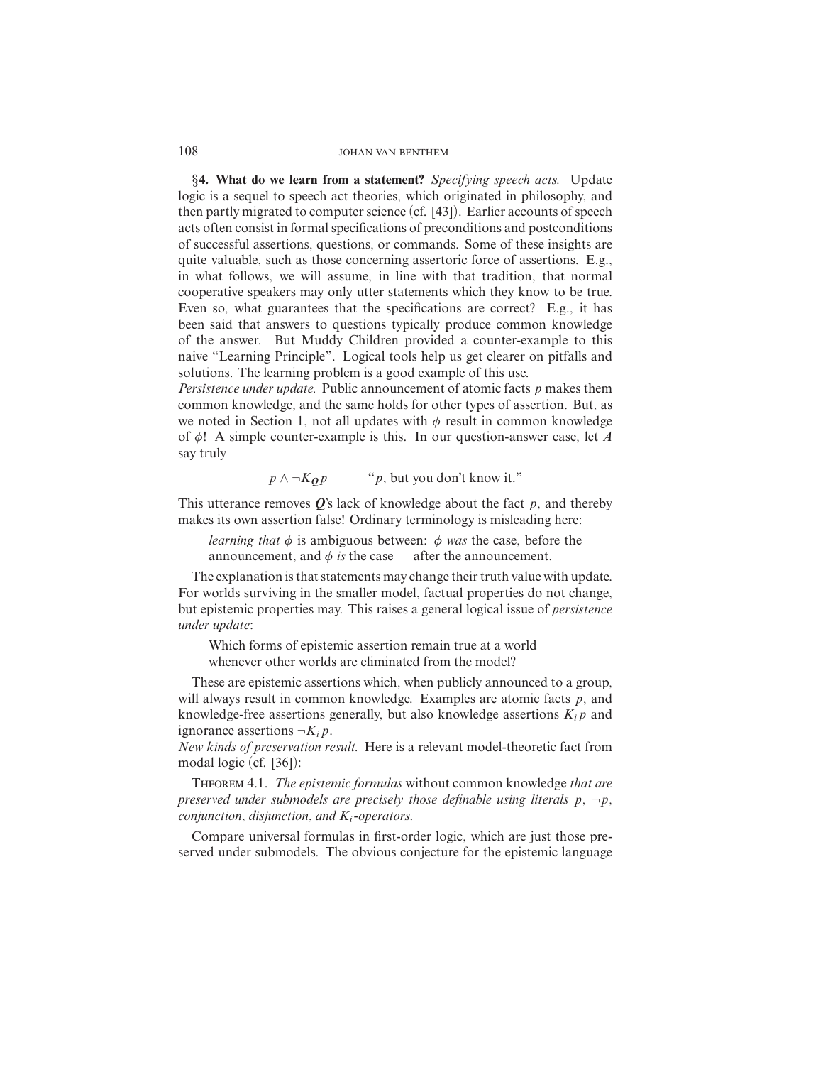**§4. What do we learn from a statement?** *Specifying speech acts.* Update logic is a sequel to speech act theories, which originated in philosophy, and then partly migrated to computer science (cf. [43]). Earlier accounts of speech acts often consist in formal specifications of preconditions and postconditions of successful assertions, questions, or commands. Some of these insights are quite valuable, such as those concerning assertoric force of assertions. E.g., in what follows, we will assume, in line with that tradition, that normal cooperative speakers may only utter statements which they know to be true. Even so, what guarantees that the specifications are correct? E.g., it has been said that answers to questions typically produce common knowledge of the answer. But Muddy Children provided a counter-example to this naive "Learning Principle". Logical tools help us get clearer on pitfalls and solutions. The learning problem is a good example of this use.

*Persistence under update.* Public announcement of atomic facts $p$ makes them common knowledge, and the same holds for other types of assertion. But, as we noted in Section 1, not all updates with $\phi$ result in common knowledge of $\phi$! A simple counter-example is this. In our question-answer case, let ***A*** say truly

$$p \wedge \neg K_Q p \qquad \text{"}p\text{, but you don't know it."}$$

This utterance removes ***Q***'s lack of knowledge about the fact $p$, and thereby makes its own assertion false! Ordinary terminology is misleading here:

> *learning that* $\phi$ is ambiguous between: $\phi$ *was* the case, before the announcement, and $\phi$ *is* the case — after the announcement.

The explanation is that statements may change their truth value with update. For worlds surviving in the smaller model, factual properties do not change, but epistemic properties may. This raises a general logical issue of *persistence under update*:

> Which forms of epistemic assertion remain true at a world whenever other worlds are eliminated from the model?

These are epistemic assertions which, when publicly announced to a group, will always result in common knowledge. Examples are atomic facts $p$, and knowledge-free assertions generally, but also knowledge assertions $K_i p$ and ignorance assertions $\neg K_i p$.

*New kinds of preservation result.* Here is a relevant model-theoretic fact from modal logic (cf. [36]):

Theorem 4.1. *The epistemic formulas* without common knowledge *that are preserved under submodels are precisely those definable using literals* $p$, $\neg p$, *conjunction, disjunction, and* $K_i$*-operators.*

Compare universal formulas in first-order logic, which are just those preserved under submodels. The obvious conjecture for the epistemic language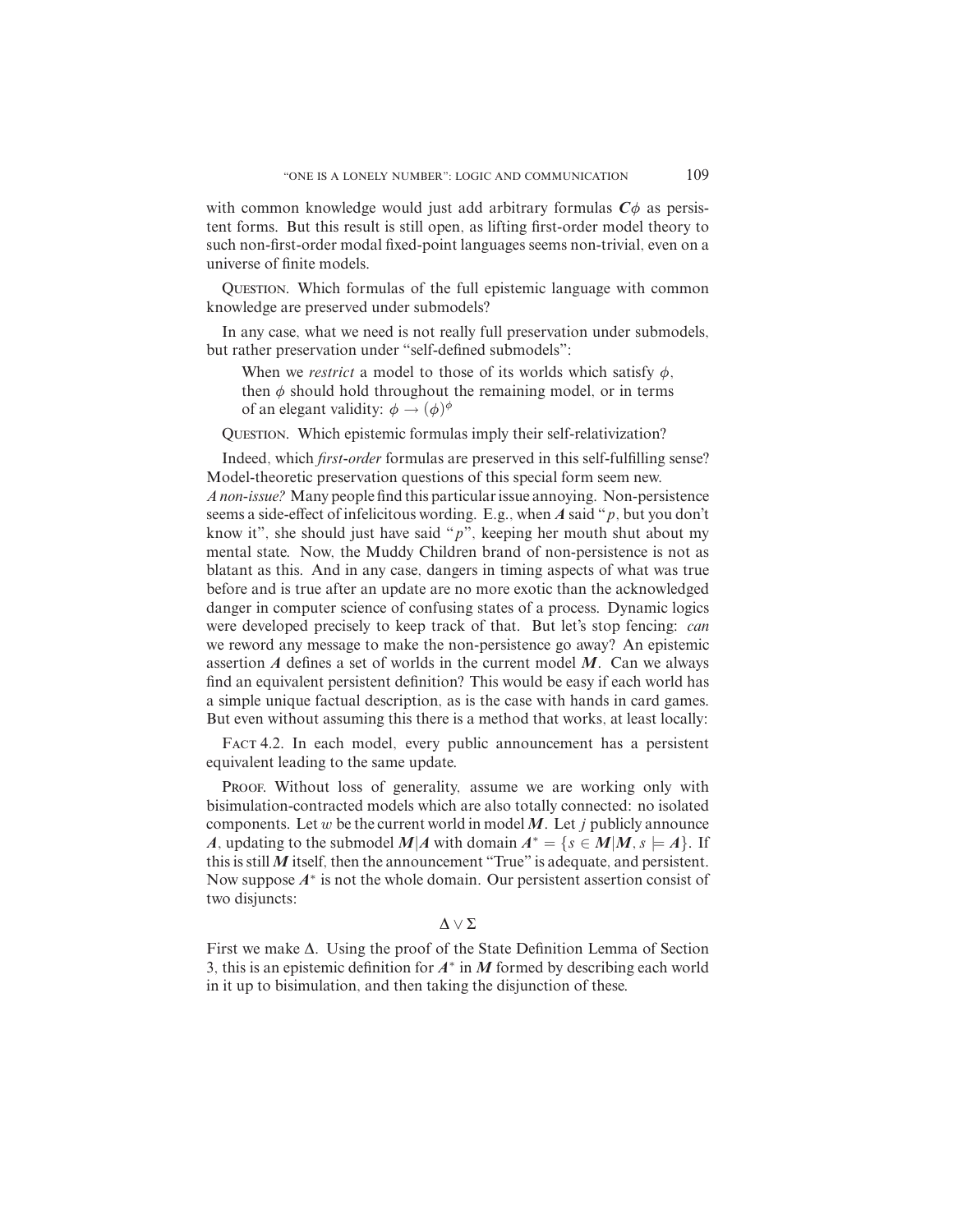with common knowledge would just add arbitrary formulas $\boldsymbol{C}\phi$ as persistent forms. But this result is still open, as lifting first-order model theory to such non-first-order modal fixed-point languages seems non-trivial, even on a universe of finite models.

QUESTION. Which formulas of the full epistemic language with common knowledge are preserved under submodels?

In any case, what we need is not really full preservation under submodels, but rather preservation under "self-defined submodels":

> When we *restrict* a model to those of its worlds which satisfy $\phi$, then $\phi$ should hold throughout the remaining model, or in terms of an elegant validity: $\phi \rightarrow (\phi)^{\phi}$

QUESTION. Which epistemic formulas imply their self-relativization?

Indeed, which *first-order* formulas are preserved in this self-fulfilling sense? Model-theoretic preservation questions of this special form seem new.

*A non-issue?* Many people find this particular issue annoying. Non-persistence seems a side-effect of infelicitous wording. E.g., when $\boldsymbol{A}$ said "$p$, but you don't know it", she should just have said "$p$", keeping her mouth shut about my mental state. Now, the Muddy Children brand of non-persistence is not as blatant as this. And in any case, dangers in timing aspects of what was true before and is true after an update are no more exotic than the acknowledged danger in computer science of confusing states of a process. Dynamic logics were developed precisely to keep track of that. But let's stop fencing: *can* we reword any message to make the non-persistence go away? An epistemic assertion $\boldsymbol{A}$ defines a set of worlds in the current model $\boldsymbol{M}$. Can we always find an equivalent persistent definition? This would be easy if each world has a simple unique factual description, as is the case with hands in card games. But even without assuming this there is a method that works, at least locally:

FACT 4.2. In each model, every public announcement has a persistent equivalent leading to the same update.

PROOF. Without loss of generality, assume we are working only with bisimulation-contracted models which are also totally connected: no isolated components. Let $w$ be the current world in model $\boldsymbol{M}$. Let $j$ publicly announce $\boldsymbol{A}$, updating to the submodel $\boldsymbol{M}|\boldsymbol{A}$ with domain $\boldsymbol{A}^* = \{s \in \boldsymbol{M} | \boldsymbol{M}, s \models \boldsymbol{A}\}$. If this is still $\boldsymbol{M}$ itself, then the announcement "True" is adequate, and persistent. Now suppose $\boldsymbol{A}^*$ is not the whole domain. Our persistent assertion consist of two disjuncts:

$$\Delta \vee \Sigma$$

First we make $\Delta$. Using the proof of the State Definition Lemma of Section 3, this is an epistemic definition for $\boldsymbol{A}^*$ in $\boldsymbol{M}$ formed by describing each world in it up to bisimulation, and then taking the disjunction of these.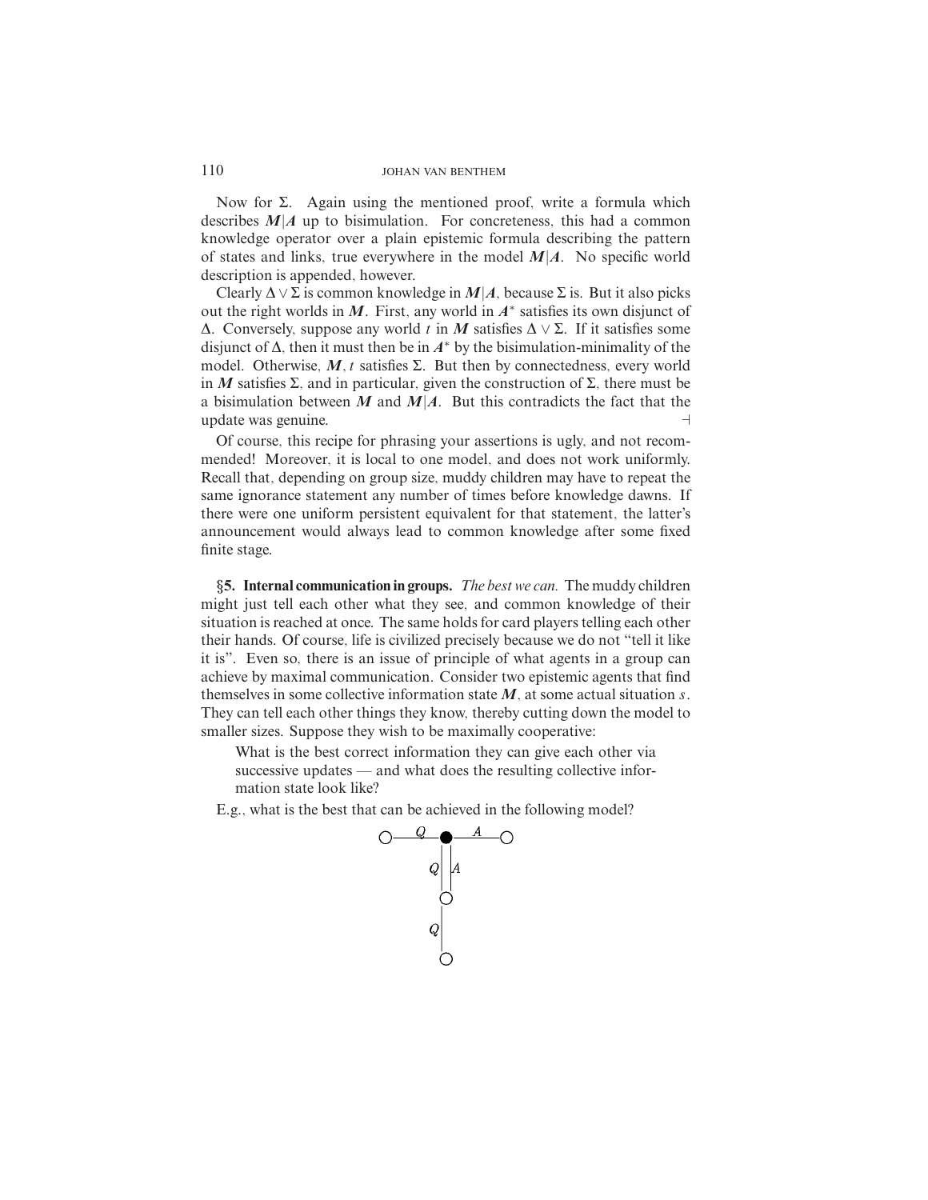Now for $\Sigma$. Again using the mentioned proof, write a formula which describes $\boldsymbol{M}|\boldsymbol{A}$ up to bisimulation. For concreteness, this had a common knowledge operator over a plain epistemic formula describing the pattern of states and links, true everywhere in the model $\boldsymbol{M}|\boldsymbol{A}$. No specific world description is appended, however.

Clearly $\Delta \vee \Sigma$ is common knowledge in $\boldsymbol{M}|\boldsymbol{A}$, because $\Sigma$ is. But it also picks out the right worlds in $\boldsymbol{M}$. First, any world in $\boldsymbol{A}^*$ satisfies its own disjunct of $\Delta$. Conversely, suppose any world $t$ in $\boldsymbol{M}$ satisfies $\Delta \vee \Sigma$. If it satisfies some disjunct of $\Delta$, then it must then be in $\boldsymbol{A}^*$ by the bisimulation-minimality of the model. Otherwise, $\boldsymbol{M}, t$ satisfies $\Sigma$. But then by connectedness, every world in $\boldsymbol{M}$ satisfies $\Sigma$, and in particular, given the construction of $\Sigma$, there must be a bisimulation between $\boldsymbol{M}$ and $\boldsymbol{M}|\boldsymbol{A}$. But this contradicts the fact that the update was genuine. $\dashv$

Of course, this recipe for phrasing your assertions is ugly, and not recommended! Moreover, it is local to one model, and does not work uniformly. Recall that, depending on group size, muddy children may have to repeat the same ignorance statement any number of times before knowledge dawns. If there were one uniform persistent equivalent for that statement, the latter's announcement would always lead to common knowledge after some fixed finite stage.

## §5. Internal communication in groups.

*The best we can.* The muddy children might just tell each other what they see, and common knowledge of their situation is reached at once. The same holds for card players telling each other their hands. Of course, life is civilized precisely because we do not "tell it like it is". Even so, there is an issue of principle of what agents in a group can achieve by maximal communication. Consider two epistemic agents that find themselves in some collective information state $\boldsymbol{M}$, at some actual situation $s$. They can tell each other things they know, thereby cutting down the model to smaller sizes. Suppose they wish to be maximally cooperative:

> What is the best correct information they can give each other via successive updates — and what does the resulting collective information state look like?

E.g., what is the best that can be achieved in the following model?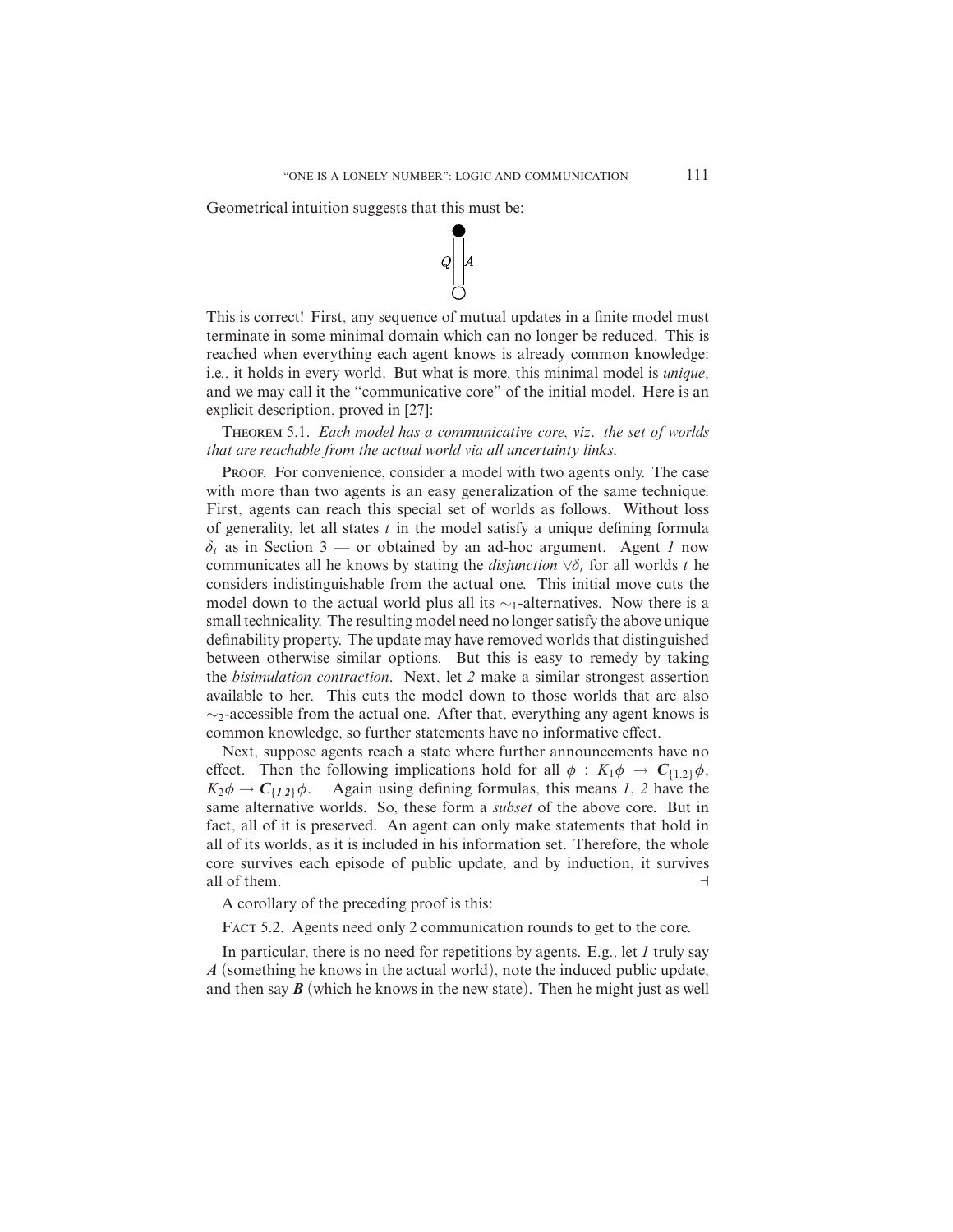Geometrical intuition suggests that this must be:

This is correct! First, any sequence of mutual updates in a finite model must terminate in some minimal domain which can no longer be reduced. This is reached when everything each agent knows is already common knowledge: i.e., it holds in every world. But what is more, this minimal model is *unique*, and we may call it the "communicative core" of the initial model. Here is an explicit description, proved in [27]:

THEOREM 5.1. *Each model has a communicative core, viz. the set of worlds that are reachable from the actual world via all uncertainty links.*

PROOF. For convenience, consider a model with two agents only. The case with more than two agents is an easy generalization of the same technique. First, agents can reach this special set of worlds as follows. Without loss of generality, let all states $t$ in the model satisfy a unique defining formula $\delta_t$ as in Section 3 — or obtained by an ad-hoc argument. Agent *1* now communicates all he knows by stating the *disjunction* $\vee\delta_t$ for all worlds $t$ he considers indistinguishable from the actual one. This initial move cuts the model down to the actual world plus all its $\sim_1$-alternatives. Now there is a small technicality. The resulting model need no longer satisfy the above unique definability property. The update may have removed worlds that distinguished between otherwise similar options. But this is easy to remedy by taking the *bisimulation contraction*. Next, let *2* make a similar strongest assertion available to her. This cuts the model down to those worlds that are also $\sim_2$-accessible from the actual one. After that, everything any agent knows is common knowledge, so further statements have no informative effect.

Next, suppose agents reach a state where further announcements have no effect. Then the following implications hold for all $\phi$ : $K_1\phi \rightarrow \boldsymbol{C}_{\{1,2\}}\phi$, $K_2\phi \rightarrow \boldsymbol{C}_{\{1,2\}}\phi$. Again using defining formulas, this means *1*, *2* have the same alternative worlds. So, these form a *subset* of the above core. But in fact, all of it is preserved. An agent can only make statements that hold in all of its worlds, as it is included in his information set. Therefore, the whole core survives each episode of public update, and by induction, it survives all of them. ⊣

A corollary of the preceding proof is this:

FACT 5.2. Agents need only 2 communication rounds to get to the core.

In particular, there is no need for repetitions by agents. E.g., let *1* truly say ***A*** (something he knows in the actual world), note the induced public update, and then say ***B*** (which he knows in the new state). Then he might just as well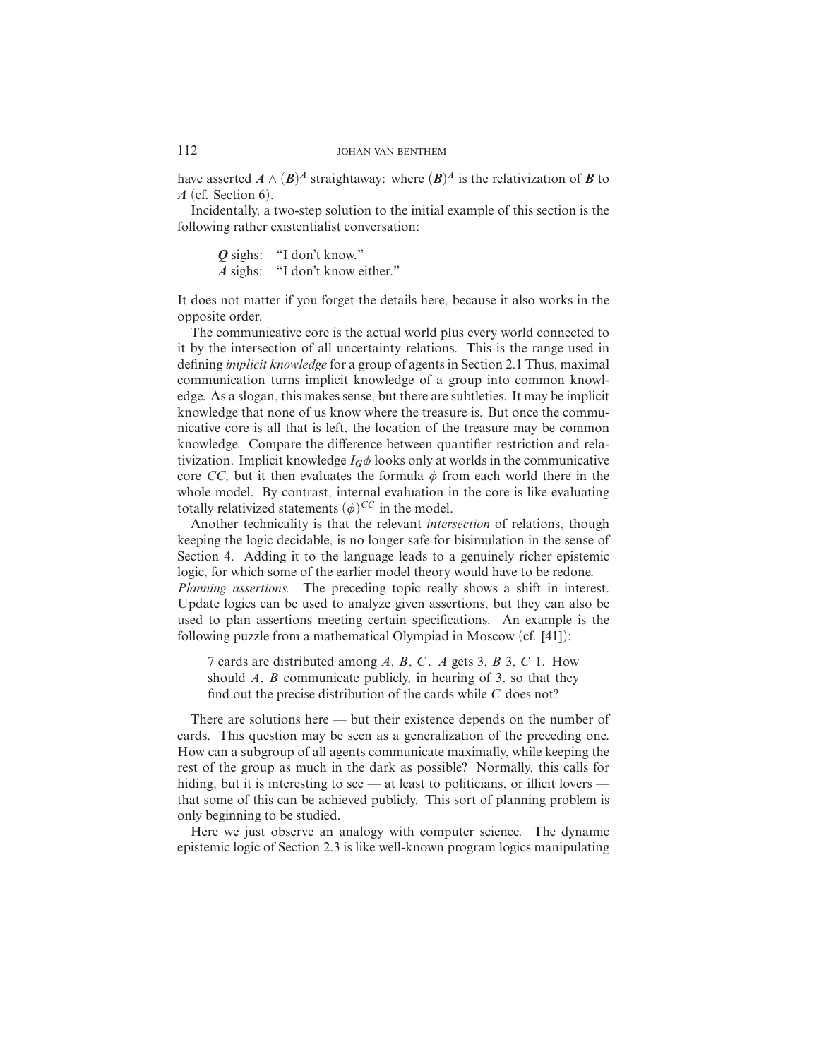have asserted $\boldsymbol{A} \wedge (\boldsymbol{B})^{\boldsymbol{A}}$ straightaway: where $(\boldsymbol{B})^{\boldsymbol{A}}$ is the relativization of $\boldsymbol{B}$ to $\boldsymbol{A}$ (cf. Section 6).

Incidentally, a two-step solution to the initial example of this section is the following rather existentialist conversation:

> ***Q*** sighs: "I don't know."
> ***A*** sighs: "I don't know either."

It does not matter if you forget the details here, because it also works in the opposite order.

The communicative core is the actual world plus every world connected to it by the intersection of all uncertainty relations. This is the range used in defining *implicit knowledge* for a group of agents in Section 2.1 Thus, maximal communication turns implicit knowledge of a group into common knowledge. As a slogan, this makes sense, but there are subtleties. It may be implicit knowledge that none of us know where the treasure is. But once the communicative core is all that is left, the location of the treasure may be common knowledge. Compare the difference between quantifier restriction and relativization. Implicit knowledge $\boldsymbol{I_G}\phi$ looks only at worlds in the communicative core $CC$, but it then evaluates the formula $\phi$ from each world there in the whole model. By contrast, internal evaluation in the core is like evaluating totally relativized statements $(\phi)^{CC}$ in the model.

Another technicality is that the relevant *intersection* of relations, though keeping the logic decidable, is no longer safe for bisimulation in the sense of Section 4. Adding it to the language leads to a genuinely richer epistemic logic, for which some of the earlier model theory would have to be redone.

*Planning assertions.* The preceding topic really shows a shift in interest. Update logics can be used to analyze given assertions, but they can also be used to plan assertions meeting certain specifications. An example is the following puzzle from a mathematical Olympiad in Moscow (cf. [41]):

> 7 cards are distributed among $A$, $B$, $C$. $A$ gets 3, $B$ 3, $C$ 1. How should $A$, $B$ communicate publicly, in hearing of 3, so that they find out the precise distribution of the cards while $C$ does not?

There are solutions here — but their existence depends on the number of cards. This question may be seen as a generalization of the preceding one. How can a subgroup of all agents communicate maximally, while keeping the rest of the group as much in the dark as possible? Normally, this calls for hiding, but it is interesting to see — at least to politicians, or illicit lovers — that some of this can be achieved publicly. This sort of planning problem is only beginning to be studied.

Here we just observe an analogy with computer science. The dynamic epistemic logic of Section 2.3 is like well-known program logics manipulating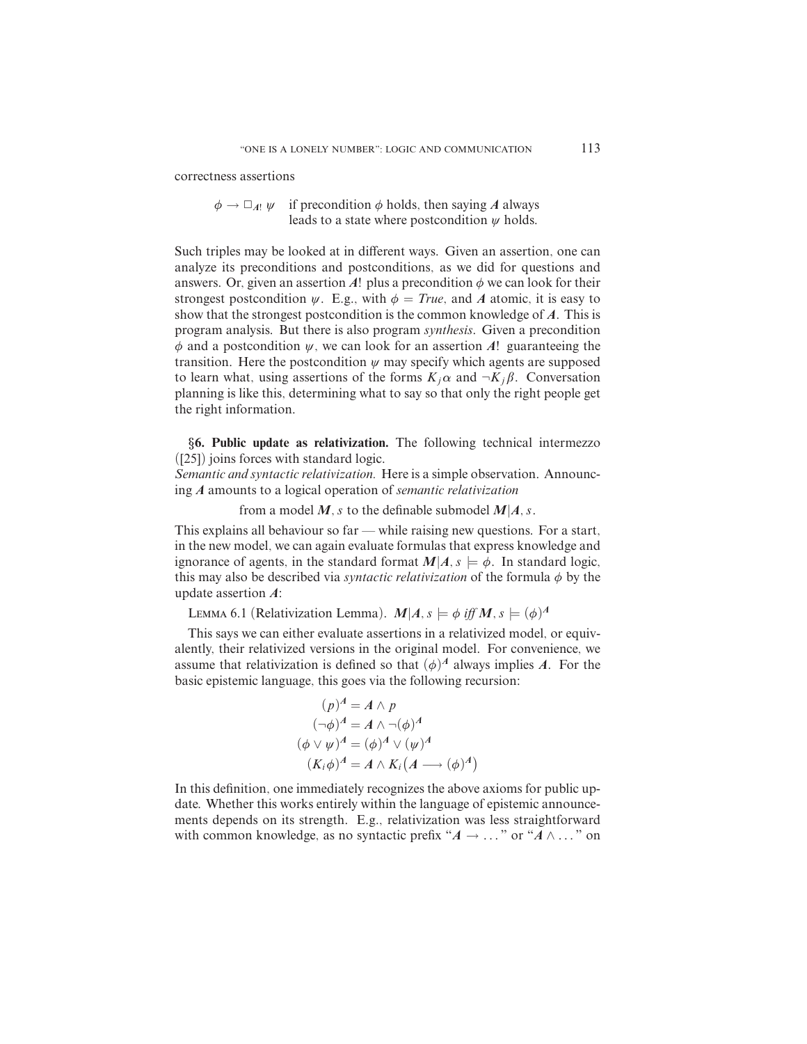correctness assertions

$\phi \rightarrow \Box_{A!}\, \psi$ if precondition $\phi$ holds, then saying $A$ always leads to a state where postcondition $\psi$ holds.

Such triples may be looked at in different ways. Given an assertion, one can analyze its preconditions and postconditions, as we did for questions and answers. Or, given an assertion $A!$ plus a precondition $\phi$ we can look for their strongest postcondition $\psi$. E.g., with $\phi = True$, and $A$ atomic, it is easy to show that the strongest postcondition is the common knowledge of $A$. This is program analysis. But there is also program *synthesis*. Given a precondition $\phi$ and a postcondition $\psi$, we can look for an assertion $A!$ guaranteeing the transition. Here the postcondition $\psi$ may specify which agents are supposed to learn what, using assertions of the forms $K_j\alpha$ and $\neg K_j\beta$. Conversation planning is like this, determining what to say so that only the right people get the right information.

**§6. Public update as relativization.** The following technical intermezzo ([25]) joins forces with standard logic.

*Semantic and syntactic relativization.* Here is a simple observation. Announcing $A$ amounts to a logical operation of *semantic relativization*

from a model $M, s$ to the definable submodel $M|A, s$.

This explains all behaviour so far — while raising new questions. For a start, in the new model, we can again evaluate formulas that express knowledge and ignorance of agents, in the standard format $M|A, s \models \phi$. In standard logic, this may also be described via *syntactic relativization* of the formula $\phi$ by the update assertion $A$:

LEMMA 6.1 (Relativization Lemma). *$M|A, s \models \phi$ iff $M, s \models (\phi)^A$*

This says we can either evaluate assertions in a relativized model, or equivalently, their relativized versions in the original model. For convenience, we assume that relativization is defined so that $(\phi)^A$ always implies $A$. For the basic epistemic language, this goes via the following recursion:

$$
\begin{aligned}
(p)^A &= A \wedge p \\
(\neg\phi)^A &= A \wedge \neg(\phi)^A \\
(\phi \vee \psi)^A &= (\phi)^A \vee (\psi)^A \\
(K_i\phi)^A &= A \wedge K_i\big(A \longrightarrow (\phi)^A\big)
\end{aligned}
$$

In this definition, one immediately recognizes the above axioms for public update. Whether this works entirely within the language of epistemic announcements depends on its strength. E.g., relativization was less straightforward with common knowledge, as no syntactic prefix "$A \rightarrow \ldots$" or "$A \wedge \ldots$" on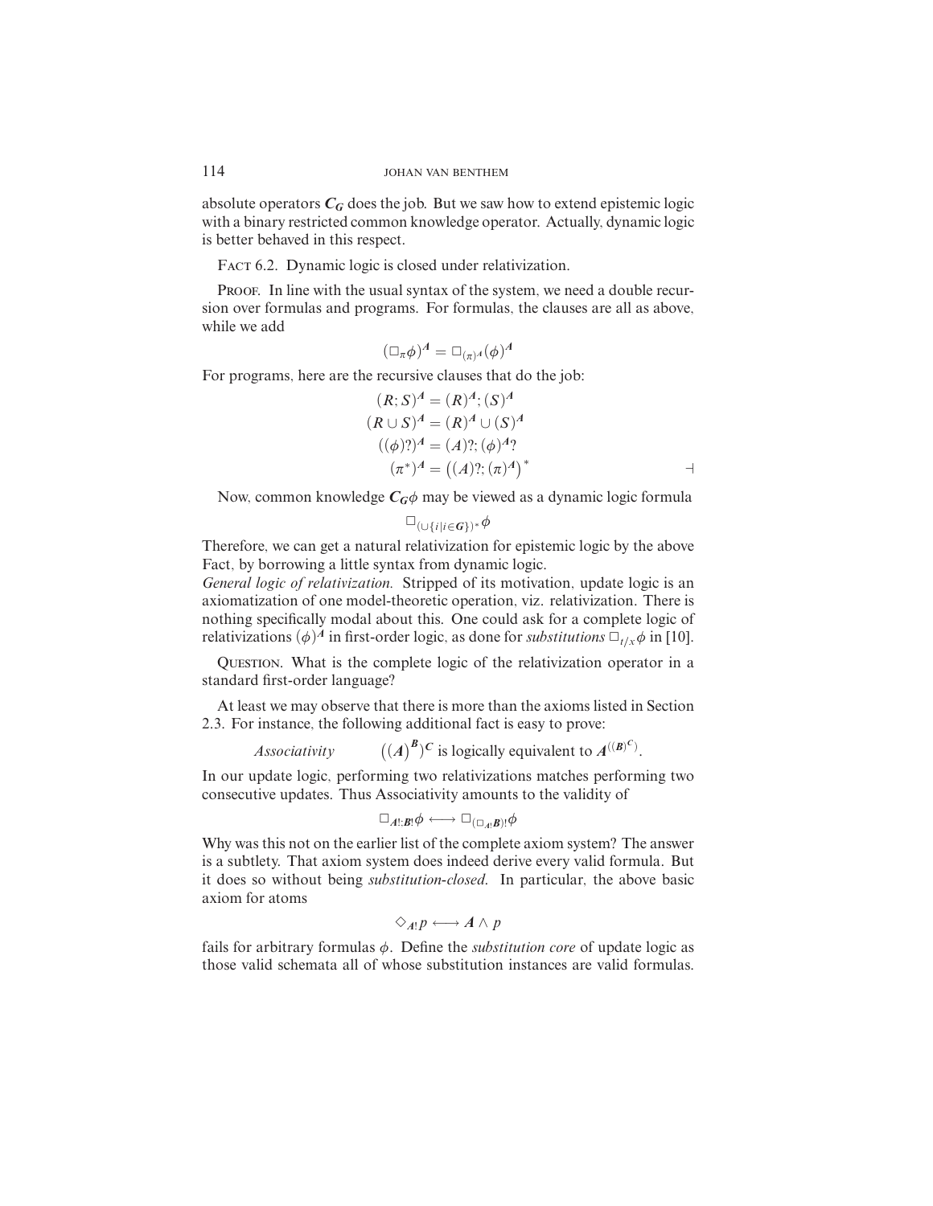absolute operators $\boldsymbol{C_G}$ does the job. But we saw how to extend epistemic logic with a binary restricted common knowledge operator. Actually, dynamic logic is better behaved in this respect.

FACT 6.2. Dynamic logic is closed under relativization.

PROOF. In line with the usual syntax of the system, we need a double recursion over formulas and programs. For formulas, the clauses are all as above, while we add

$$(\Box_\pi \phi)^{\boldsymbol{A}} = \Box_{(\pi)^{\boldsymbol{A}}} (\phi)^{\boldsymbol{A}}$$

For programs, here are the recursive clauses that do the job:

$$(R; S)^{\boldsymbol{A}} = (R)^{\boldsymbol{A}}; (S)^{\boldsymbol{A}}$$
$$(R \cup S)^{\boldsymbol{A}} = (R)^{\boldsymbol{A}} \cup (S)^{\boldsymbol{A}}$$
$$((\phi)?)^{\boldsymbol{A}} = (A)?; (\phi)^{\boldsymbol{A}}?$$
$$(\pi^*)^{\boldsymbol{A}} = \left((A)?; (\pi)^{\boldsymbol{A}}\right)^* \qquad \dashv$$

Now, common knowledge $\boldsymbol{C_G}\phi$ may be viewed as a dynamic logic formula

$$\Box_{(\cup\{i | i \in \boldsymbol{G}\})^*} \phi$$

Therefore, we can get a natural relativization for epistemic logic by the above Fact, by borrowing a little syntax from dynamic logic.

*General logic of relativization.* Stripped of its motivation, update logic is an axiomatization of one model-theoretic operation, viz. relativization. There is nothing specifically modal about this. One could ask for a complete logic of relativizations $(\phi)^{\boldsymbol{A}}$ in first-order logic, as done for *substitutions* $\Box_{t/x}\phi$ in [10].

QUESTION. What is the complete logic of the relativization operator in a standard first-order language?

At least we may observe that there is more than the axioms listed in Section 2.3. For instance, the following additional fact is easy to prove:

*Associativity* $\qquad \left((\boldsymbol{A})^{\boldsymbol{B}}\right)^{\boldsymbol{C}}$ is logically equivalent to $\boldsymbol{A}^{((\boldsymbol{B})^{\boldsymbol{C}})}$.

In our update logic, performing two relativizations matches performing two consecutive updates. Thus Associativity amounts to the validity of

$$\Box_{\boldsymbol{A}!;\boldsymbol{B}!}\phi \longleftrightarrow \Box_{(\Box_{\boldsymbol{A}!}\boldsymbol{B})!}\phi$$

Why was this not on the earlier list of the complete axiom system? The answer is a subtlety. That axiom system does indeed derive every valid formula. But it does so without being *substitution-closed*. In particular, the above basic axiom for atoms

$$\Diamond_{\boldsymbol{A}!} p \longleftrightarrow \boldsymbol{A} \wedge p$$

fails for arbitrary formulas $\phi$. Define the *substitution core* of update logic as those valid schemata all of whose substitution instances are valid formulas.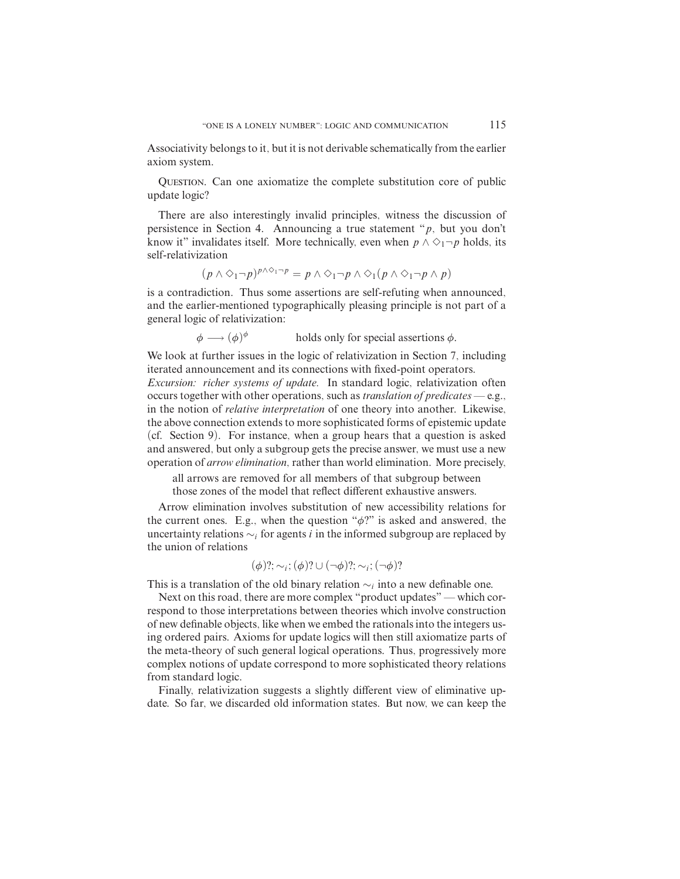Associativity belongs to it, but it is not derivable schematically from the earlier axiom system.

QUESTION. Can one axiomatize the complete substitution core of public update logic?

There are also interestingly invalid principles, witness the discussion of persistence in Section 4. Announcing a true statement "$p$, but you don't know it" invalidates itself. More technically, even when $p \wedge \Diamond_1 \neg p$ holds, its self-relativization

$$(p \wedge \Diamond_1 \neg p)^{p \wedge \Diamond_1 \neg p} = p \wedge \Diamond_1 \neg p \wedge \Diamond_1 (p \wedge \Diamond_1 \neg p \wedge p)$$

is a contradiction. Thus some assertions are self-refuting when announced, and the earlier-mentioned typographically pleasing principle is not part of a general logic of relativization:

$$\phi \longrightarrow (\phi)^{\phi} \qquad \text{holds only for special assertions } \phi.$$

We look at further issues in the logic of relativization in Section 7, including iterated announcement and its connections with fixed-point operators.

*Excursion: richer systems of update.* In standard logic, relativization often occurs together with other operations, such as *translation of predicates* — e.g., in the notion of *relative interpretation* of one theory into another. Likewise, the above connection extends to more sophisticated forms of epistemic update (cf. Section 9). For instance, when a group hears that a question is asked and answered, but only a subgroup gets the precise answer, we must use a new operation of *arrow elimination*, rather than world elimination. More precisely,

> all arrows are removed for all members of that subgroup between those zones of the model that reflect different exhaustive answers.

Arrow elimination involves substitution of new accessibility relations for the current ones. E.g., when the question "$\phi$?" is asked and answered, the uncertainty relations $\sim_i$ for agents $i$ in the informed subgroup are replaced by the union of relations

$$(\phi)?; \sim_i; (\phi)? \cup (\neg\phi)?; \sim_i; (\neg\phi)?$$

This is a translation of the old binary relation $\sim_i$ into a new definable one.

Next on this road, there are more complex "product updates" — which correspond to those interpretations between theories which involve construction of new definable objects, like when we embed the rationals into the integers using ordered pairs. Axioms for update logics will then still axiomatize parts of the meta-theory of such general logical operations. Thus, progressively more complex notions of update correspond to more sophisticated theory relations from standard logic.

Finally, relativization suggests a slightly different view of eliminative update. So far, we discarded old information states. But now, we can keep the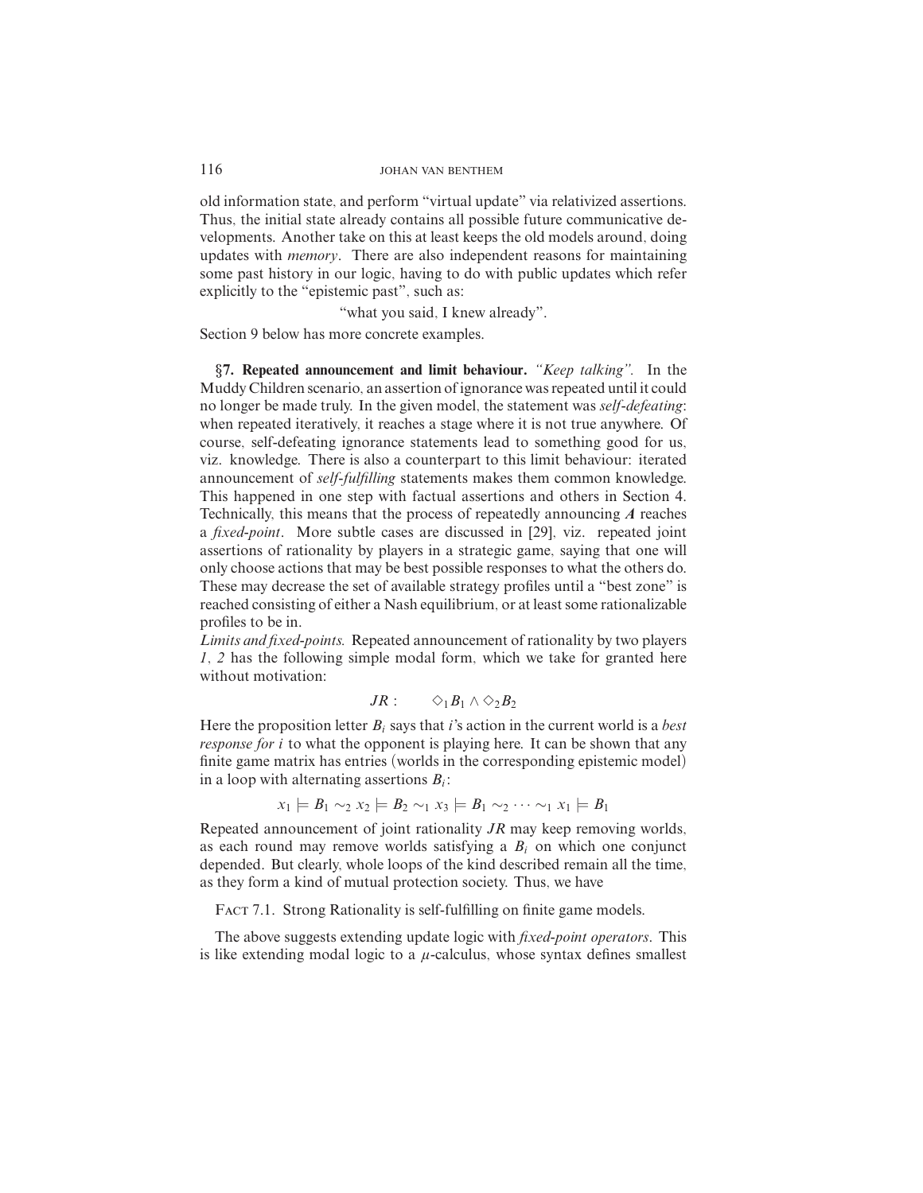old information state, and perform "virtual update" via relativized assertions. Thus, the initial state already contains all possible future communicative developments. Another take on this at least keeps the old models around, doing updates with *memory*. There are also independent reasons for maintaining some past history in our logic, having to do with public updates which refer explicitly to the "epistemic past", such as:

"what you said, I knew already".

Section 9 below has more concrete examples.

**§7. Repeated announcement and limit behaviour.** *"Keep talking".* In the Muddy Children scenario, an assertion of ignorance was repeated until it could no longer be made truly. In the given model, the statement was *self-defeating*: when repeated iteratively, it reaches a stage where it is not true anywhere. Of course, self-defeating ignorance statements lead to something good for us, viz. knowledge. There is also a counterpart to this limit behaviour: iterated announcement of *self-fulfilling* statements makes them common knowledge. This happened in one step with factual assertions and others in Section 4. Technically, this means that the process of repeatedly announcing $\boldsymbol{A}$ reaches a *fixed-point*. More subtle cases are discussed in [29], viz. repeated joint assertions of rationality by players in a strategic game, saying that one will only choose actions that may be best possible responses to what the others do. These may decrease the set of available strategy profiles until a "best zone" is reached consisting of either a Nash equilibrium, or at least some rationalizable profiles to be in.

*Limits and fixed-points.* Repeated announcement of rationality by two players *1*, *2* has the following simple modal form, which we take for granted here without motivation:

$$JR: \qquad \Diamond_1 B_1 \wedge \Diamond_2 B_2$$

Here the proposition letter $B_i$ says that $i$'s action in the current world is a *best response for $i$* to what the opponent is playing here. It can be shown that any finite game matrix has entries (worlds in the corresponding epistemic model) in a loop with alternating assertions $B_i$:

$$x_1 \models B_1 \sim_2 x_2 \models B_2 \sim_1 x_3 \models B_1 \sim_2 \cdots \sim_1 x_1 \models B_1$$

Repeated announcement of joint rationality $JR$ may keep removing worlds, as each round may remove worlds satisfying a $B_i$ on which one conjunct depended. But clearly, whole loops of the kind described remain all the time, as they form a kind of mutual protection society. Thus, we have

FACT 7.1. Strong Rationality is self-fulfilling on finite game models.

The above suggests extending update logic with *fixed-point operators*. This is like extending modal logic to a $\mu$-calculus, whose syntax defines smallest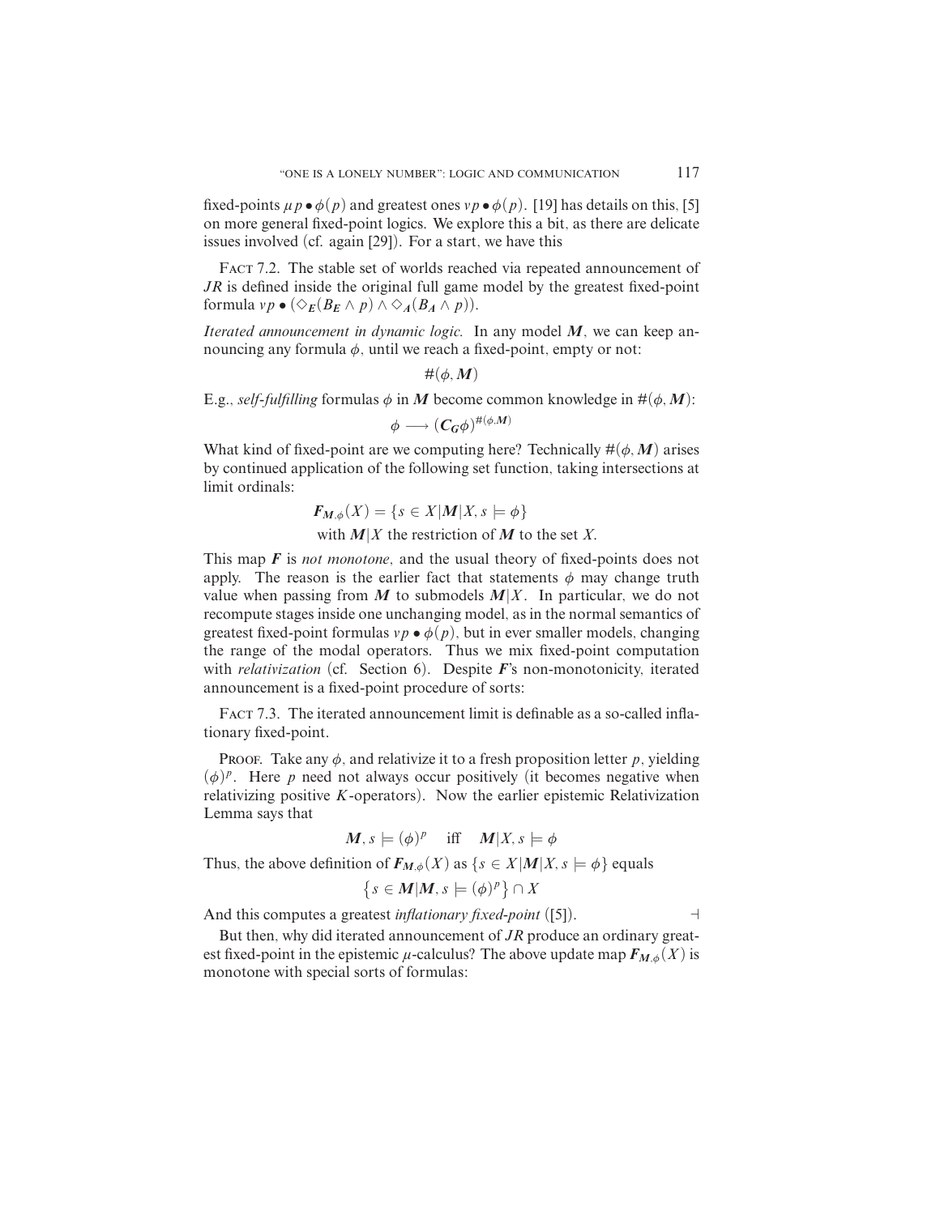fixed-points $\mu p \bullet \phi(p)$ and greatest ones $\nu p \bullet \phi(p)$. [19] has details on this, [5] on more general fixed-point logics. We explore this a bit, as there are delicate issues involved (cf. again [29]). For a start, we have this

FACT 7.2. The stable set of worlds reached via repeated announcement of *JR* is defined inside the original full game model by the greatest fixed-point formula $\nu p \bullet (\Diamond_E(B_E \wedge p) \wedge \Diamond_A(B_A \wedge p))$.

*Iterated announcement in dynamic logic.* In any model $\boldsymbol{M}$, we can keep announcing any formula $\phi$, until we reach a fixed-point, empty or not:

$$\#(\phi, \boldsymbol{M})$$

E.g., *self-fulfilling* formulas $\phi$ in $\boldsymbol{M}$ become common knowledge in $\#(\phi, \boldsymbol{M})$:

$$\phi \longrightarrow (\boldsymbol{C_G}\phi)^{\#(\phi,\boldsymbol{M})}$$

What kind of fixed-point are we computing here? Technically $\#(\phi, \boldsymbol{M})$ arises by continued application of the following set function, taking intersections at limit ordinals:

$$\boldsymbol{F}_{\boldsymbol{M},\phi}(X) = \{s \in X | \boldsymbol{M}|X, s \models \phi\}$$

with $\boldsymbol{M}|X$ the restriction of $\boldsymbol{M}$ to the set $X$.

This map $\boldsymbol{F}$ is *not monotone*, and the usual theory of fixed-points does not apply. The reason is the earlier fact that statements $\phi$ may change truth value when passing from $\boldsymbol{M}$ to submodels $\boldsymbol{M}|X$. In particular, we do not recompute stages inside one unchanging model, as in the normal semantics of greatest fixed-point formulas $\nu p \bullet \phi(p)$, but in ever smaller models, changing the range of the modal operators. Thus we mix fixed-point computation with *relativization* (cf. Section 6). Despite $\boldsymbol{F}$'s non-monotonicity, iterated announcement is a fixed-point procedure of sorts:

FACT 7.3. The iterated announcement limit is definable as a so-called inflationary fixed-point.

PROOF. Take any $\phi$, and relativize it to a fresh proposition letter $p$, yielding $(\phi)^p$. Here $p$ need not always occur positively (it becomes negative when relativizing positive $K$-operators). Now the earlier epistemic Relativization Lemma says that

$$\boldsymbol{M}, s \models (\phi)^p \quad \text{iff} \quad \boldsymbol{M}|X, s \models \phi$$

Thus, the above definition of $\boldsymbol{F}_{\boldsymbol{M},\phi}(X)$ as $\{s \in X | \boldsymbol{M}|X, s \models \phi\}$ equals

$$\{s \in \boldsymbol{M} | \boldsymbol{M}, s \models (\phi)^p\} \cap X$$

And this computes a greatest *inflationary fixed-point* ([5]). ⊣

But then, why did iterated announcement of *JR* produce an ordinary greatest fixed-point in the epistemic $\mu$-calculus? The above update map $\boldsymbol{F}_{\boldsymbol{M},\phi}(X)$ is monotone with special sorts of formulas: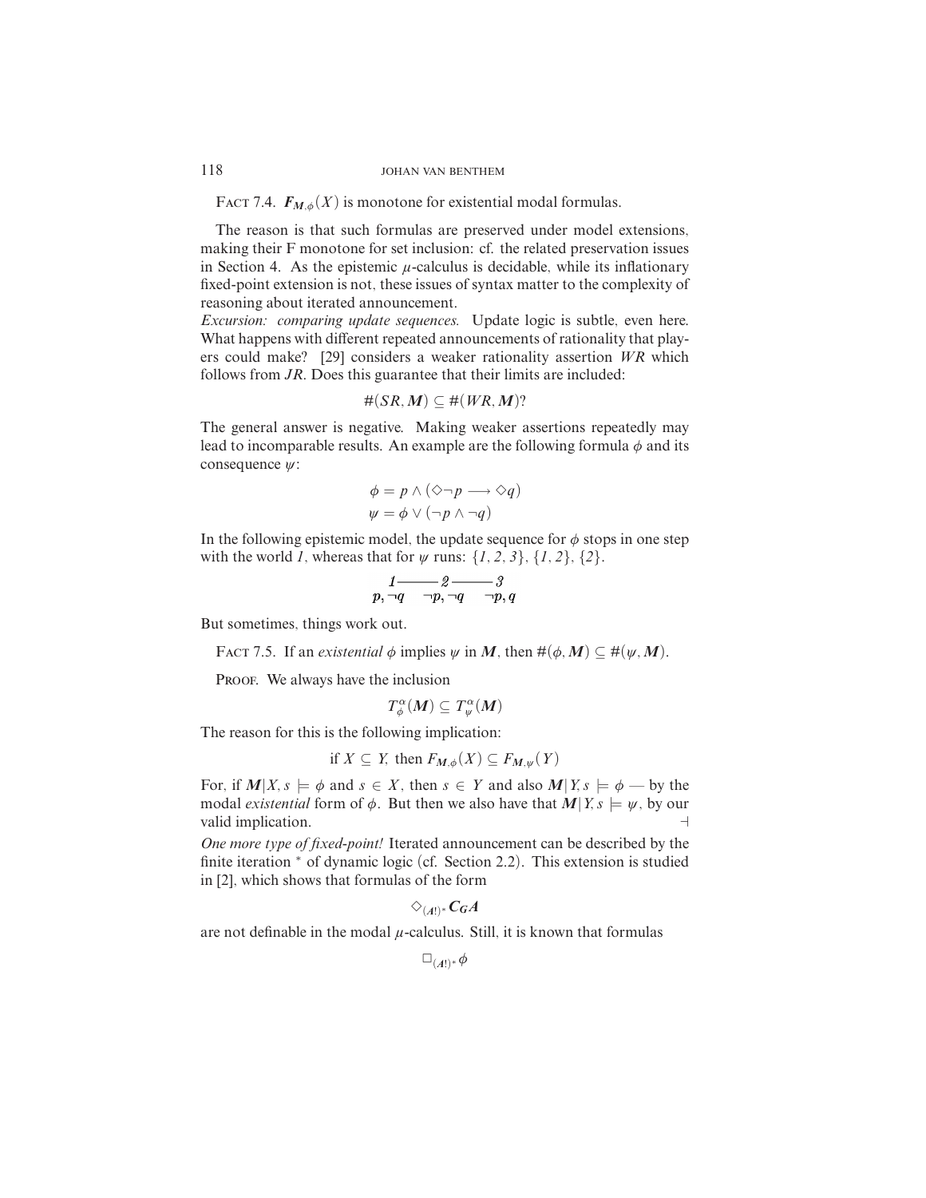FACT 7.4. $\boldsymbol{F}_{\boldsymbol{M},\phi}(X)$ is monotone for existential modal formulas.

The reason is that such formulas are preserved under model extensions, making their F monotone for set inclusion: cf. the related preservation issues in Section 4. As the epistemic $\mu$-calculus is decidable, while its inflationary fixed-point extension is not, these issues of syntax matter to the complexity of reasoning about iterated announcement.

*Excursion: comparing update sequences.* Update logic is subtle, even here. What happens with different repeated announcements of rationality that players could make? [29] considers a weaker rationality assertion *WR* which follows from *JR*. Does this guarantee that their limits are included:

$$\#(SR, \boldsymbol{M}) \subseteq \#(WR, \boldsymbol{M})?$$

The general answer is negative. Making weaker assertions repeatedly may lead to incomparable results. An example are the following formula $\phi$ and its consequence $\psi$:

$$\phi = p \wedge (\Diamond\neg p \longrightarrow \Diamond q)$$
$$\psi = \phi \vee (\neg p \wedge \neg q)$$

In the following epistemic model, the update sequence for $\phi$ stops in one step with the world *1*, whereas that for $\psi$ runs: $\{1, 2, 3\}$, $\{1, 2\}$, $\{2\}$.

$$\underset{p,\neg q}{1} \text{———} \underset{\neg p,\neg q}{2} \text{———} \underset{\neg p, q}{3}$$

But sometimes, things work out.

FACT 7.5. If an *existential* $\phi$ implies $\psi$ in $\boldsymbol{M}$, then $\#(\phi, \boldsymbol{M}) \subseteq \#(\psi, \boldsymbol{M})$.

PROOF. We always have the inclusion

$$T^{\alpha}_{\phi}(\boldsymbol{M}) \subseteq T^{\alpha}_{\psi}(\boldsymbol{M})$$

The reason for this is the following implication:

$$\text{if } X \subseteq Y, \text{ then } F_{\boldsymbol{M},\phi}(X) \subseteq F_{\boldsymbol{M},\psi}(Y)$$

For, if $\boldsymbol{M}|X, s \models \phi$ and $s \in X$, then $s \in Y$ and also $\boldsymbol{M}|Y, s \models \phi$ — by the modal *existential* form of $\phi$. But then we also have that $\boldsymbol{M}|Y, s \models \psi$, by our valid implication. ⊣

*One more type of fixed-point!* Iterated announcement can be described by the finite iteration $^*$ of dynamic logic (cf. Section 2.2). This extension is studied in [2], which shows that formulas of the form

$$\Diamond_{(A!)^*} \boldsymbol{C_G A}$$

are not definable in the modal $\mu$-calculus. Still, it is known that formulas

$$\Box_{(A!)^*}\phi$$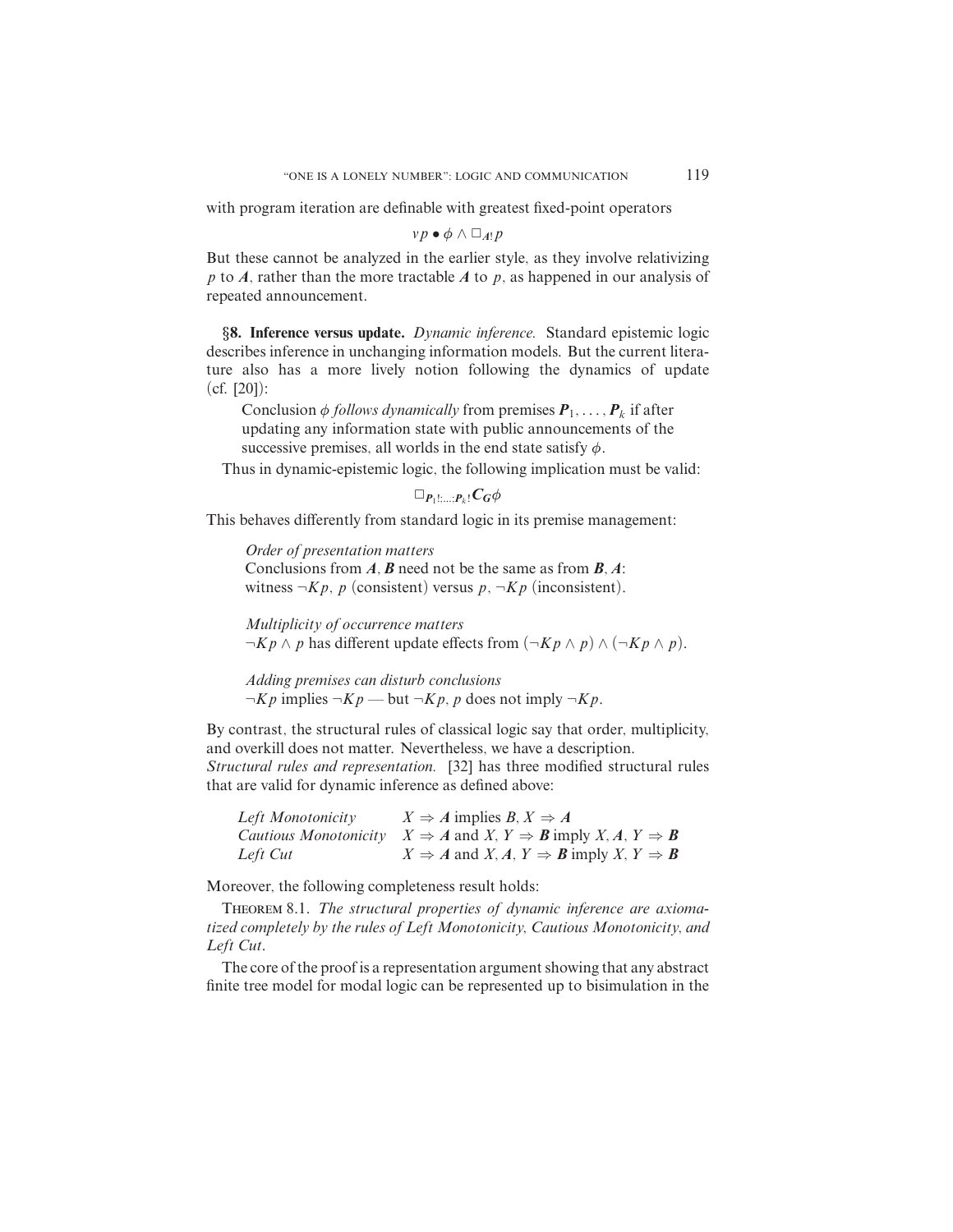with program iteration are definable with greatest fixed-point operators

$$\nu p \bullet \phi \wedge \Box_{A!} p$$

But these cannot be analyzed in the earlier style, as they involve relativizing $p$ to $\boldsymbol{A}$, rather than the more tractable $\boldsymbol{A}$ to $p$, as happened in our analysis of repeated announcement.

**§8. Inference versus update.** *Dynamic inference.* Standard epistemic logic describes inference in unchanging information models. But the current literature also has a more lively notion following the dynamics of update (cf. [20]):

> Conclusion $\phi$ *follows dynamically* from premises $\boldsymbol{P}_1, \ldots, \boldsymbol{P}_k$ if after updating any information state with public announcements of the successive premises, all worlds in the end state satisfy $\phi$.

Thus in dynamic-epistemic logic, the following implication must be valid:

$$\Box_{\boldsymbol{P}_1!;\ldots;\boldsymbol{P}_k!} \boldsymbol{C_G} \phi$$

This behaves differently from standard logic in its premise management:

> *Order of presentation matters*
> Conclusions from $\boldsymbol{A}, \boldsymbol{B}$ need not be the same as from $\boldsymbol{B}, \boldsymbol{A}$: witness $\neg Kp$, $p$ (consistent) versus $p$, $\neg Kp$ (inconsistent).
>
> *Multiplicity of occurrence matters*
> $\neg Kp \wedge p$ has different update effects from $(\neg Kp \wedge p) \wedge (\neg Kp \wedge p)$.
>
> *Adding premises can disturb conclusions*
> $\neg Kp$ implies $\neg Kp$ — but $\neg Kp$, $p$ does not imply $\neg Kp$.

By contrast, the structural rules of classical logic say that order, multiplicity, and overkill does not matter. Nevertheless, we have a description.

*Structural rules and representation.* [32] has three modified structural rules that are valid for dynamic inference as defined above:

| | |
|---|---|
| *Left Monotonicity* | $X \Rightarrow \boldsymbol{A}$ implies $B, X \Rightarrow \boldsymbol{A}$ |
| *Cautious Monotonicity* | $X \Rightarrow \boldsymbol{A}$ and $X, Y \Rightarrow \boldsymbol{B}$ imply $X, \boldsymbol{A}, Y \Rightarrow \boldsymbol{B}$ |
| *Left Cut* | $X \Rightarrow \boldsymbol{A}$ and $X, \boldsymbol{A}, Y \Rightarrow \boldsymbol{B}$ imply $X, Y \Rightarrow \boldsymbol{B}$ |

Moreover, the following completeness result holds:

Theorem 8.1. *The structural properties of dynamic inference are axiomatized completely by the rules of Left Monotonicity, Cautious Monotonicity, and Left Cut.*

The core of the proof is a representation argument showing that any abstract finite tree model for modal logic can be represented up to bisimulation in the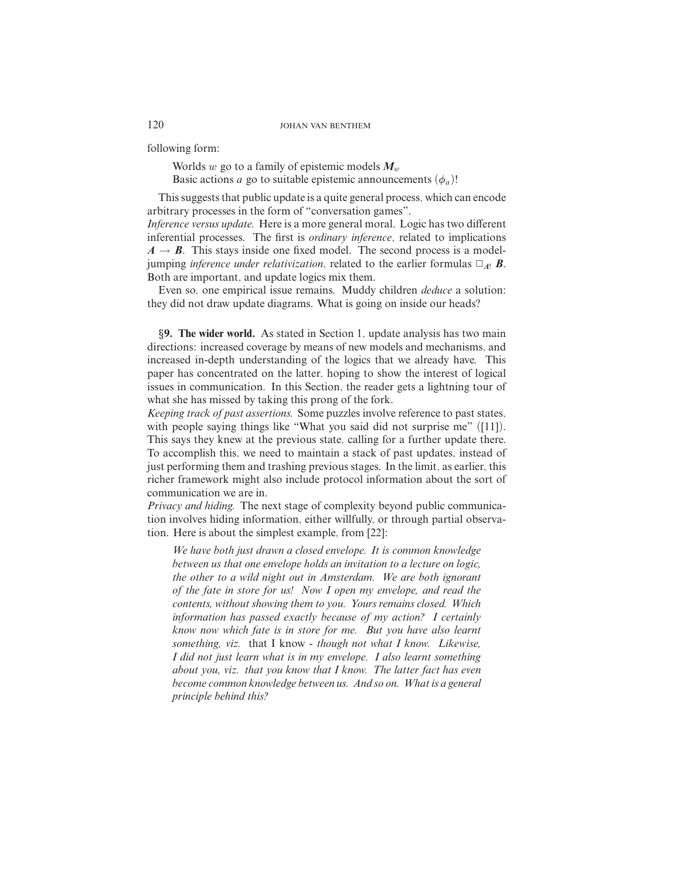following form:

> Worlds $w$ go to a family of epistemic models $\boldsymbol{M}_w$
> Basic actions $a$ go to suitable epistemic announcements $(\phi_a)!$

This suggests that public update is a quite general process, which can encode arbitrary processes in the form of "conversation games".

*Inference versus update.* Here is a more general moral. Logic has two different inferential processes. The first is *ordinary inference*, related to implications $\boldsymbol{A} \rightarrow \boldsymbol{B}$. This stays inside one fixed model. The second process is a model-jumping *inference under relativization*, related to the earlier formulas $\Box_{A!}\, \boldsymbol{B}$. Both are important, and update logics mix them.

Even so, one empirical issue remains. Muddy children *deduce* a solution: they did not draw update diagrams. What is going on inside our heads?

**§9. The wider world.** As stated in Section 1, update analysis has two main directions: increased coverage by means of new models and mechanisms, and increased in-depth understanding of the logics that we already have. This paper has concentrated on the latter, hoping to show the interest of logical issues in communication. In this Section, the reader gets a lightning tour of what she has missed by taking this prong of the fork.

*Keeping track of past assertions.* Some puzzles involve reference to past states, with people saying things like "What you said did not surprise me" ([11]). This says they knew at the previous state, calling for a further update there. To accomplish this, we need to maintain a stack of past updates, instead of just performing them and trashing previous stages. In the limit, as earlier, this richer framework might also include protocol information about the sort of communication we are in.

*Privacy and hiding.* The next stage of complexity beyond public communication involves hiding information, either willfully, or through partial observation. Here is about the simplest example, from [22]:

> *We have both just drawn a closed envelope. It is common knowledge between us that one envelope holds an invitation to a lecture on logic, the other to a wild night out in Amsterdam. We are both ignorant of the fate in store for us! Now I open my envelope, and read the contents, without showing them to you. Yours remains closed. Which information has passed exactly because of my action? I certainly know now which fate is in store for me. But you have also learnt something, viz.* that I know - *though not what I know. Likewise, I did not just learn what is in my envelope. I also learnt something about you, viz. that you know that I know. The latter fact has even become common knowledge between us. And so on. What is a general principle behind this?*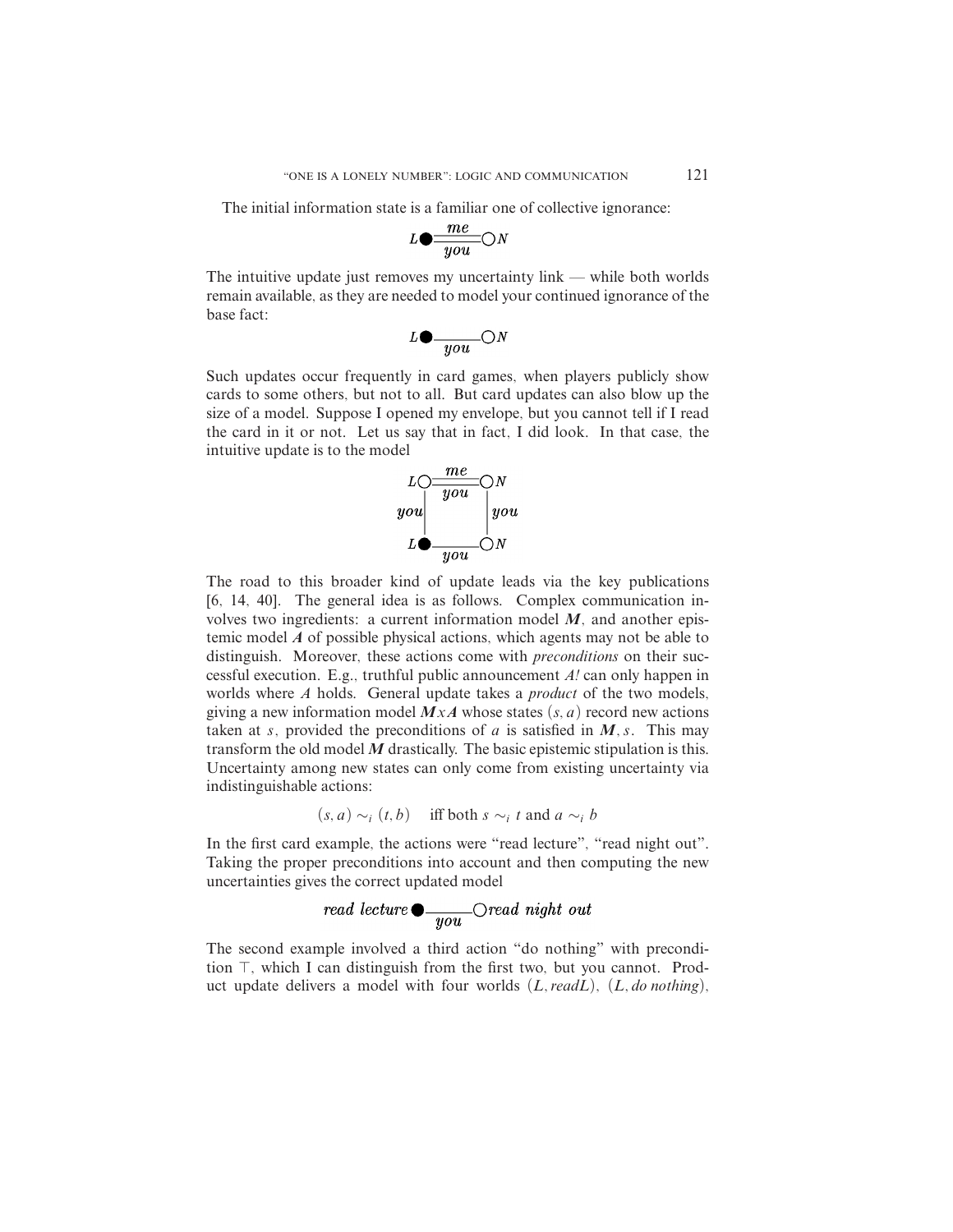The initial information state is a familiar one of collective ignorance:

$$L\bullet \overset{me}{\underset{you}{=\!=\!=}} \circ N$$

The intuitive update just removes my uncertainty link — while both worlds remain available, as they are needed to model your continued ignorance of the base fact:

$$L\bullet \underset{you}{\text{———}} \circ N$$

Such updates occur frequently in card games, when players publicly show cards to some others, but not to all. But card updates can also blow up the size of a model. Suppose I opened my envelope, but you cannot tell if I read the card in it or not. Let us say that in fact, I did look. In that case, the intuitive update is to the model

$$\begin{array}{ccc} L\circ & \overset{me}{\underset{you}{=\!=\!=}} & \circ N \\ you\,\big| & & \big|\,you \\ L\bullet & \underset{you}{\text{———}} & \circ N \end{array}$$

The road to this broader kind of update leads via the key publications [6, 14, 40]. The general idea is as follows. Complex communication involves two ingredients: a current information model $\boldsymbol{M}$, and another epistemic model $\boldsymbol{A}$ of possible physical actions, which agents may not be able to distinguish. Moreover, these actions come with *preconditions* on their successful execution. E.g., truthful public announcement $A!$ can only happen in worlds where $A$ holds. General update takes a *product* of the two models, giving a new information model $\boldsymbol{M} x \boldsymbol{A}$ whose states $(s, a)$ record new actions taken at $s$, provided the preconditions of $a$ is satisfied in $\boldsymbol{M}, s$. This may transform the old model $\boldsymbol{M}$ drastically. The basic epistemic stipulation is this. Uncertainty among new states can only come from existing uncertainty via indistinguishable actions:

$$(s, a) \sim_i (t, b) \quad \text{iff both } s \sim_i t \text{ and } a \sim_i b$$

In the first card example, the actions were "read lecture", "read night out". Taking the proper preconditions into account and then computing the new uncertainties gives the correct updated model

$$\textit{read lecture}\bullet \underset{you}{\text{———}} \circ\textit{read night out}$$

The second example involved a third action "do nothing" with precondition $\top$, which I can distinguish from the first two, but you cannot. Product update delivers a model with four worlds $(L, \textit{readL})$, $(L, \textit{do nothing})$,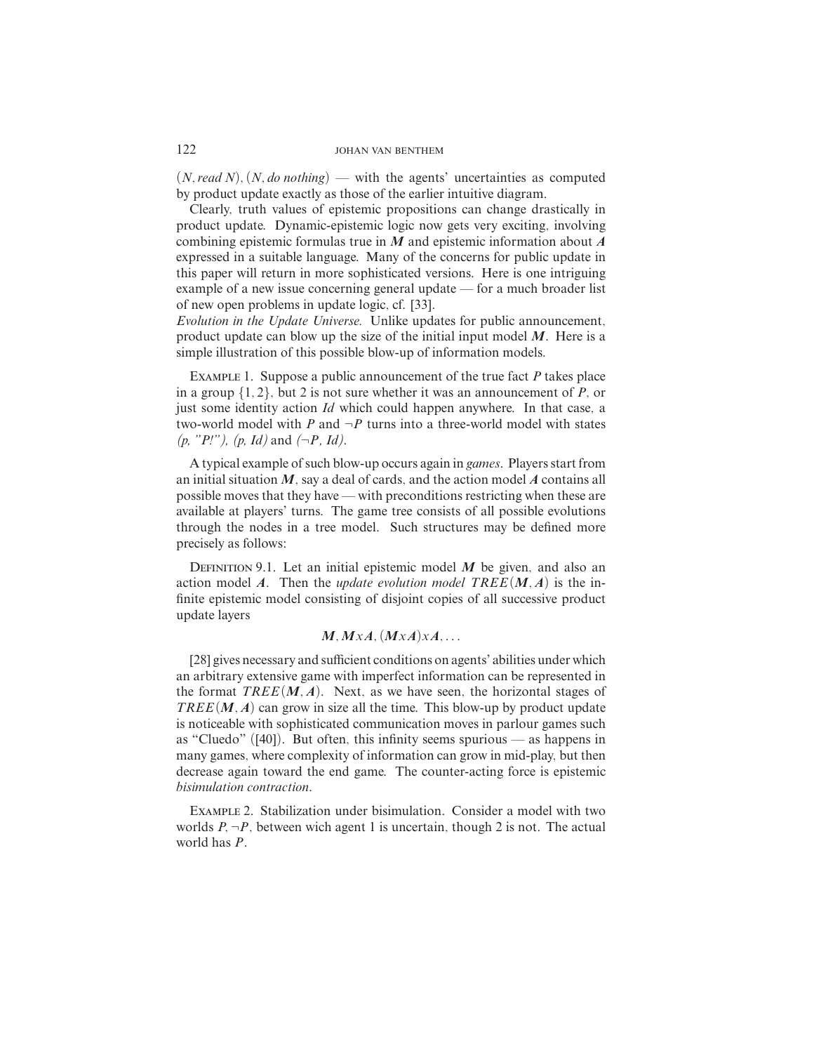$(N, \textit{read } N), (N, \textit{do nothing})$ — with the agents' uncertainties as computed by product update exactly as those of the earlier intuitive diagram.

Clearly, truth values of epistemic propositions can change drastically in product update. Dynamic-epistemic logic now gets very exciting, involving combining epistemic formulas true in $\boldsymbol{M}$ and epistemic information about $\boldsymbol{A}$ expressed in a suitable language. Many of the concerns for public update in this paper will return in more sophisticated versions. Here is one intriguing example of a new issue concerning general update — for a much broader list of new open problems in update logic, cf. [33].

*Evolution in the Update Universe.* Unlike updates for public announcement, product update can blow up the size of the initial input model $\boldsymbol{M}$. Here is a simple illustration of this possible blow-up of information models.

Example 1. Suppose a public announcement of the true fact $P$ takes place in a group $\{1, 2\}$, but 2 is not sure whether it was an announcement of $P$, or just some identity action *Id* which could happen anywhere. In that case, a two-world model with $P$ and $\neg P$ turns into a three-world model with states *(p, "P!"), (p, Id)* and *($\neg$P, Id)*.

A typical example of such blow-up occurs again in *games*. Players start from an initial situation $\boldsymbol{M}$, say a deal of cards, and the action model $\boldsymbol{A}$ contains all possible moves that they have — with preconditions restricting when these are available at players' turns. The game tree consists of all possible evolutions through the nodes in a tree model. Such structures may be defined more precisely as follows:

Definition 9.1. Let an initial epistemic model $\boldsymbol{M}$ be given, and also an action model $\boldsymbol{A}$. Then the *update evolution model* $TREE(\boldsymbol{M}, \boldsymbol{A})$ is the infinite epistemic model consisting of disjoint copies of all successive product update layers

$$\boldsymbol{M}, \boldsymbol{M}x\boldsymbol{A}, (\boldsymbol{M}x\boldsymbol{A})x\boldsymbol{A}, \ldots$$

[28] gives necessary and sufficient conditions on agents' abilities under which an arbitrary extensive game with imperfect information can be represented in the format $TREE(\boldsymbol{M}, \boldsymbol{A})$. Next, as we have seen, the horizontal stages of $TREE(\boldsymbol{M}, \boldsymbol{A})$ can grow in size all the time. This blow-up by product update is noticeable with sophisticated communication moves in parlour games such as "Cluedo" ([40]). But often, this infinity seems spurious — as happens in many games, where complexity of information can grow in mid-play, but then decrease again toward the end game. The counter-acting force is epistemic *bisimulation contraction*.

Example 2. Stabilization under bisimulation. Consider a model with two worlds $P, \neg P$, between wich agent 1 is uncertain, though 2 is not. The actual world has $P$.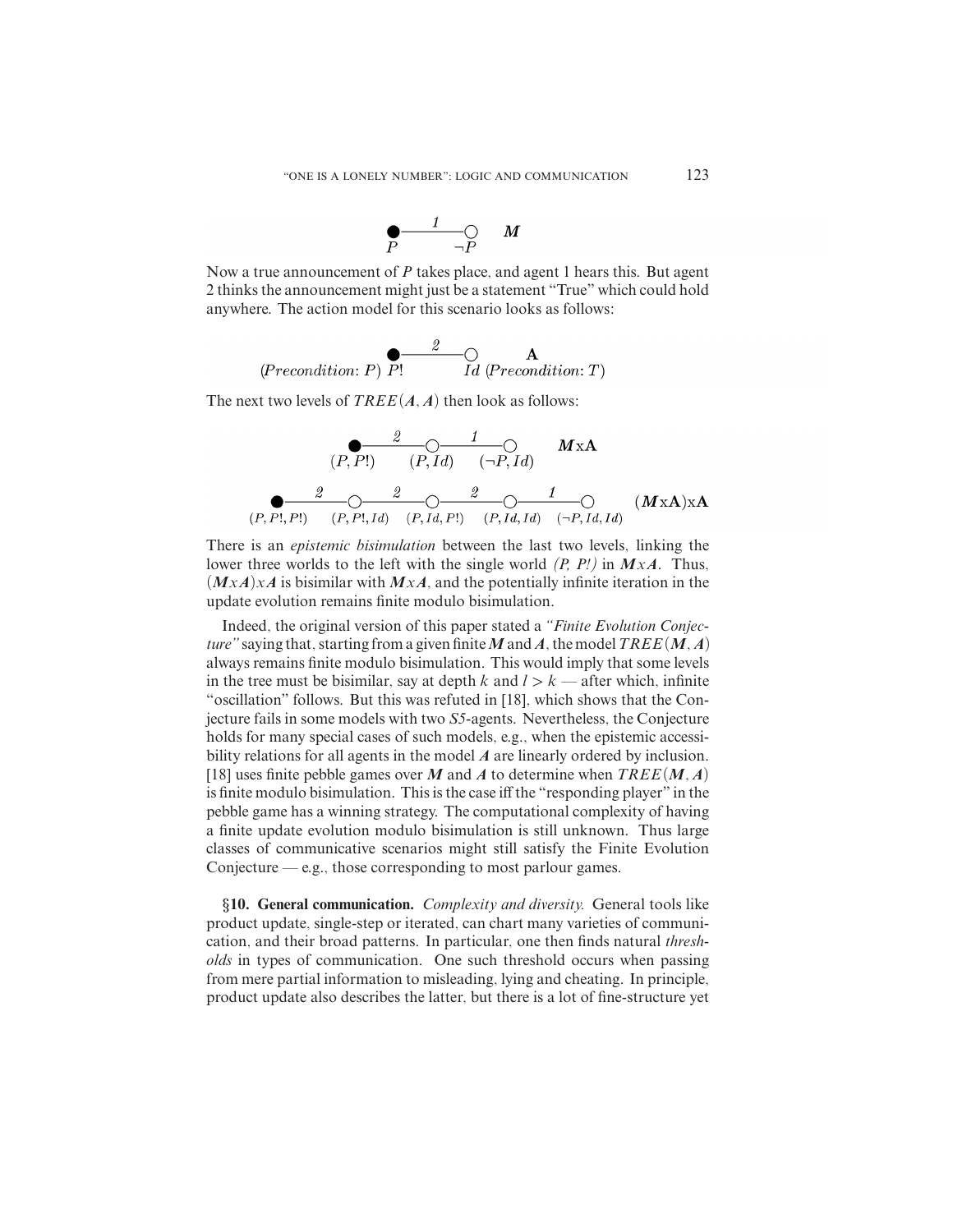$$\underset{P}{\bullet} \overset{1}{\text{———}} \underset{\neg P}{\circ} \quad \boldsymbol{M}$$

Now a true announcement of *P* takes place, and agent 1 hears this. But agent 2 thinks the announcement might just be a statement "True" which could hold anywhere. The action model for this scenario looks as follows:

$$(Precondition\colon P)\ \underset{P!}{\bullet} \overset{2}{\text{———}} \underset{Id}{\circ}\ (Precondition\colon T) \quad \mathbf{A}$$

The next two levels of $TREE(\boldsymbol{A}, \boldsymbol{A})$ then look as follows:

$$\underset{(P, P!)}{\bullet} \overset{2}{\text{———}} \underset{(P, Id)}{\circ} \overset{1}{\text{———}} \underset{(\neg P, Id)}{\circ} \quad \boldsymbol{M}\text{x}\mathbf{A}$$

$$\underset{(P, P!, P!)}{\bullet} \overset{2}{\text{———}} \underset{(P, P!, Id)}{\circ} \overset{2}{\text{———}} \underset{(P, Id, P!)}{\circ} \overset{2}{\text{———}} \underset{(P, Id, Id)}{\circ} \overset{1}{\text{———}} \underset{(\neg P, Id, Id)}{\circ} \quad (\boldsymbol{M}\text{x}\mathbf{A})\text{x}\mathbf{A}$$

There is an *epistemic bisimulation* between the last two levels, linking the lower three worlds to the left with the single world *(P, P!)* in $\boldsymbol{M}x\boldsymbol{A}$. Thus, $(\boldsymbol{M}x\boldsymbol{A})x\boldsymbol{A}$ is bisimilar with $\boldsymbol{M}x\boldsymbol{A}$, and the potentially infinite iteration in the update evolution remains finite modulo bisimulation.

Indeed, the original version of this paper stated a *"Finite Evolution Conjecture"* saying that, starting from a given finite $\boldsymbol{M}$ and $\boldsymbol{A}$, the model $TREE(\boldsymbol{M}, \boldsymbol{A})$ always remains finite modulo bisimulation. This would imply that some levels in the tree must be bisimilar, say at depth $k$ and $l > k$ — after which, infinite "oscillation" follows. But this was refuted in [18], which shows that the Conjecture fails in some models with two *S5*-agents. Nevertheless, the Conjecture holds for many special cases of such models, e.g., when the epistemic accessibility relations for all agents in the model $\boldsymbol{A}$ are linearly ordered by inclusion. [18] uses finite pebble games over $\boldsymbol{M}$ and $\boldsymbol{A}$ to determine when $TREE(\boldsymbol{M}, \boldsymbol{A})$ is finite modulo bisimulation. This is the case iff the "responding player" in the pebble game has a winning strategy. The computational complexity of having a finite update evolution modulo bisimulation is still unknown. Thus large classes of communicative scenarios might still satisfy the Finite Evolution Conjecture — e.g., those corresponding to most parlour games.

**§10. General communication.** *Complexity and diversity.* General tools like product update, single-step or iterated, can chart many varieties of communication, and their broad patterns. In particular, one then finds natural *thresholds* in types of communication. One such threshold occurs when passing from mere partial information to misleading, lying and cheating. In principle, product update also describes the latter, but there is a lot of fine-structure yet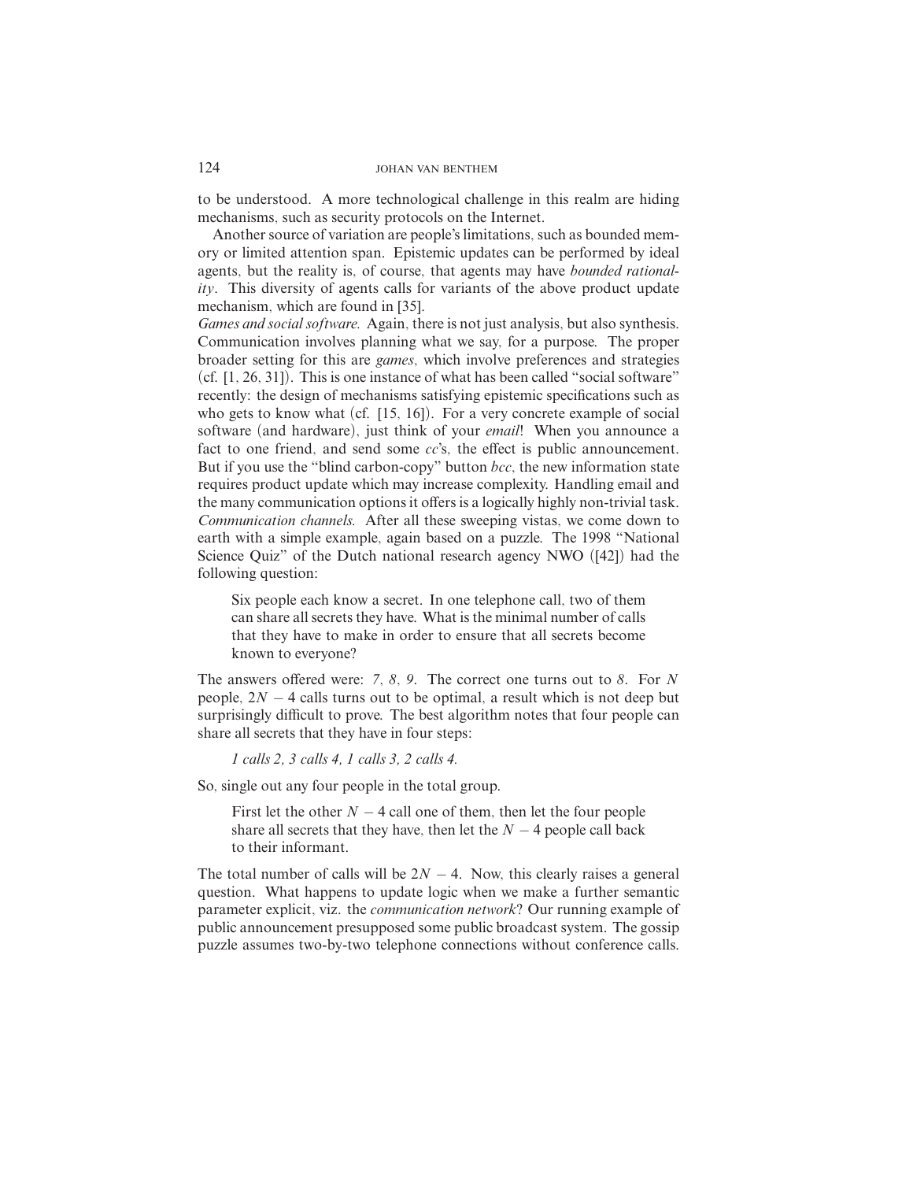to be understood. A more technological challenge in this realm are hiding mechanisms, such as security protocols on the Internet.

Another source of variation are people's limitations, such as bounded memory or limited attention span. Epistemic updates can be performed by ideal agents, but the reality is, of course, that agents may have *bounded rationality*. This diversity of agents calls for variants of the above product update mechanism, which are found in [35].

*Games and social software.* Again, there is not just analysis, but also synthesis. Communication involves planning what we say, for a purpose. The proper broader setting for this are *games*, which involve preferences and strategies (cf. [1, 26, 31]). This is one instance of what has been called "social software" recently: the design of mechanisms satisfying epistemic specifications such as who gets to know what (cf. [15, 16]). For a very concrete example of social software (and hardware), just think of your *email*! When you announce a fact to one friend, and send some *cc*'s, the effect is public announcement. But if you use the "blind carbon-copy" button *bcc*, the new information state requires product update which may increase complexity. Handling email and the many communication options it offers is a logically highly non-trivial task.

*Communication channels.* After all these sweeping vistas, we come down to earth with a simple example, again based on a puzzle. The 1998 "National Science Quiz" of the Dutch national research agency NWO ([42]) had the following question:

> Six people each know a secret. In one telephone call, two of them can share all secrets they have. What is the minimal number of calls that they have to make in order to ensure that all secrets become known to everyone?

The answers offered were: *7*, *8*, *9*. The correct one turns out to *8*. For $N$ people, $2N - 4$ calls turns out to be optimal, a result which is not deep but surprisingly difficult to prove. The best algorithm notes that four people can share all secrets that they have in four steps:

> *1 calls 2, 3 calls 4, 1 calls 3, 2 calls 4.*

So, single out any four people in the total group.

> First let the other $N - 4$ call one of them, then let the four people share all secrets that they have, then let the $N - 4$ people call back to their informant.

The total number of calls will be $2N - 4$. Now, this clearly raises a general question. What happens to update logic when we make a further semantic parameter explicit, viz. the *communication network*? Our running example of public announcement presupposed some public broadcast system. The gossip puzzle assumes two-by-two telephone connections without conference calls.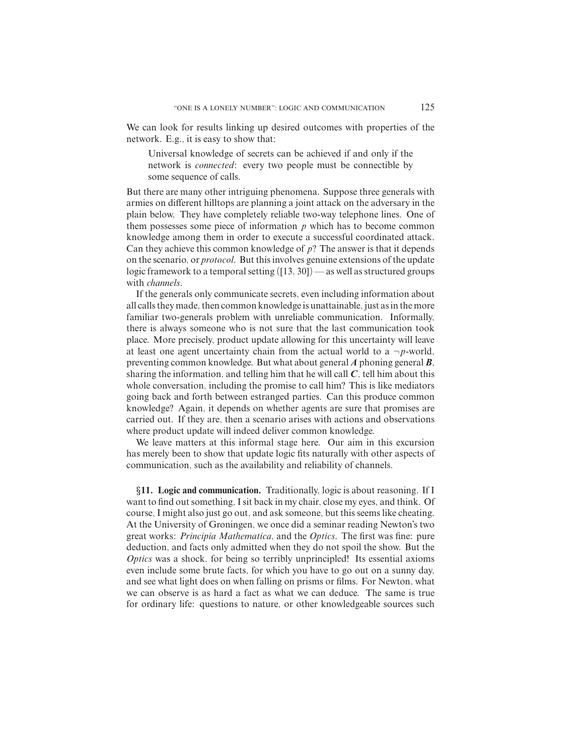We can look for results linking up desired outcomes with properties of the network. E.g., it is easy to show that:

> Universal knowledge of secrets can be achieved if and only if the network is *connected*: every two people must be connectible by some sequence of calls.

But there are many other intriguing phenomena. Suppose three generals with armies on different hilltops are planning a joint attack on the adversary in the plain below. They have completely reliable two-way telephone lines. One of them possesses some piece of information $p$ which has to become common knowledge among them in order to execute a successful coordinated attack. Can they achieve this common knowledge of $p$? The answer is that it depends on the scenario, or *protocol*. But this involves genuine extensions of the update logic framework to a temporal setting ([13, 30]) — as well as structured groups with *channels*.

If the generals only communicate secrets, even including information about all calls they made, then common knowledge is unattainable, just as in the more familiar two-generals problem with unreliable communication. Informally, there is always someone who is not sure that the last communication took place. More precisely, product update allowing for this uncertainty will leave at least one agent uncertainty chain from the actual world to a $\neg p$-world, preventing common knowledge. But what about general $\boldsymbol{A}$ phoning general $\boldsymbol{B}$, sharing the information, and telling him that he will call $\boldsymbol{C}$, tell him about this whole conversation, including the promise to call him? This is like mediators going back and forth between estranged parties. Can this produce common knowledge? Again, it depends on whether agents are sure that promises are carried out. If they are, then a scenario arises with actions and observations where product update will indeed deliver common knowledge.

We leave matters at this informal stage here. Our aim in this excursion has merely been to show that update logic fits naturally with other aspects of communication, such as the availability and reliability of channels.

**§11. Logic and communication.** Traditionally, logic is about reasoning. If I want to find out something, I sit back in my chair, close my eyes, and think. Of course, I might also just go out, and ask someone, but this seems like cheating. At the University of Groningen, we once did a seminar reading Newton's two great works: *Principia Mathematica*, and the *Optics*. The first was fine: pure deduction, and facts only admitted when they do not spoil the show. But the *Optics* was a shock, for being so terribly unprincipled! Its essential axioms even include some brute facts, for which you have to go out on a sunny day, and see what light does on when falling on prisms or films. For Newton, what we can observe is as hard a fact as what we can deduce. The same is true for ordinary life: questions to nature, or other knowledgeable sources such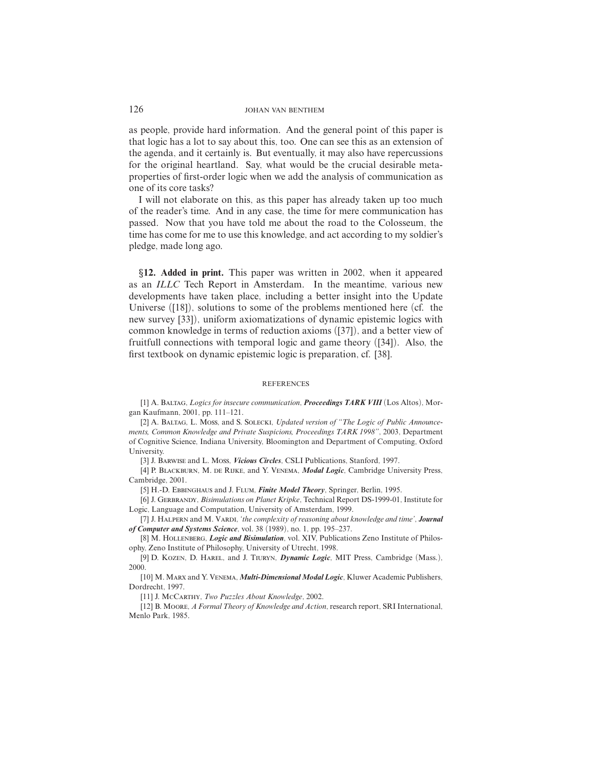as people, provide hard information. And the general point of this paper is that logic has a lot to say about this, too. One can see this as an extension of the agenda, and it certainly is. But eventually, it may also have repercussions for the original heartland. Say, what would be the crucial desirable meta-properties of first-order logic when we add the analysis of communication as one of its core tasks?

I will not elaborate on this, as this paper has already taken up too much of the reader's time. And in any case, the time for mere communication has passed. Now that you have told me about the road to the Colosseum, the time has come for me to use this knowledge, and act according to my soldier's pledge, made long ago.

## §12. Added in print.

This paper was written in 2002, when it appeared as an *ILLC* Tech Report in Amsterdam. In the meantime, various new developments have taken place, including a better insight into the Update Universe ([18]), solutions to some of the problems mentioned here (cf. the new survey [33]), uniform axiomatizations of dynamic epistemic logics with common knowledge in terms of reduction axioms ([37]), and a better view of fruitfull connections with temporal logic and game theory ([34]). Also, the first textbook on dynamic epistemic logic is preparation, cf. [38].

## REFERENCES

[1] A. Baltag, *Logics for insecure communication*, ***Proceedings TARK VIII*** (Los Altos), Morgan Kaufmann, 2001, pp. 111–121.

[2] A. Baltag, L. Moss, and S. Solecki, *Updated version of "The Logic of Public Announcements, Common Knowledge and Private Suspicions, Proceedings TARK 1998"*, 2003, Department of Cognitive Science, Indiana University, Bloomington and Department of Computing, Oxford University.

[3] J. Barwise and L. Moss, ***Vicious Circles***, CSLI Publications, Stanford, 1997.

[4] P. Blackburn, M. de Rijke, and Y. Venema, ***Modal Logic***, Cambridge University Press, Cambridge, 2001.

[5] H.-D. Ebbinghaus and J. Flum, ***Finite Model Theory***, Springer, Berlin, 1995.

[6] J. Gerbrandy, *Bisimulations on Planet Kripke*, Technical Report DS-1999-01, Institute for Logic, Language and Computation, University of Amsterdam, 1999.

[7] J. Halpern and M. Vardi, *'the complexity of reasoning about knowledge and time'*, ***Journal of Computer and Systems Science***, vol. 38 (1989), no. 1, pp. 195–237.

[8] M. Hollenberg, ***Logic and Bisimulation***, vol. XIV, Publications Zeno Institute of Philosophy, Zeno Institute of Philosophy, University of Utrecht, 1998.

[9] D. Kozen, D. Harel, and J. Tiuryn, ***Dynamic Logic***, MIT Press, Cambridge (Mass.), 2000.

[10] M. Marx and Y. Venema, ***Multi-Dimensional Modal Logic***, Kluwer Academic Publishers, Dordrecht, 1997.

[11] J. McCarthy, *Two Puzzles About Knowledge*, 2002.

[12] B. Moore, *A Formal Theory of Knowledge and Action*, research report, SRI International, Menlo Park, 1985.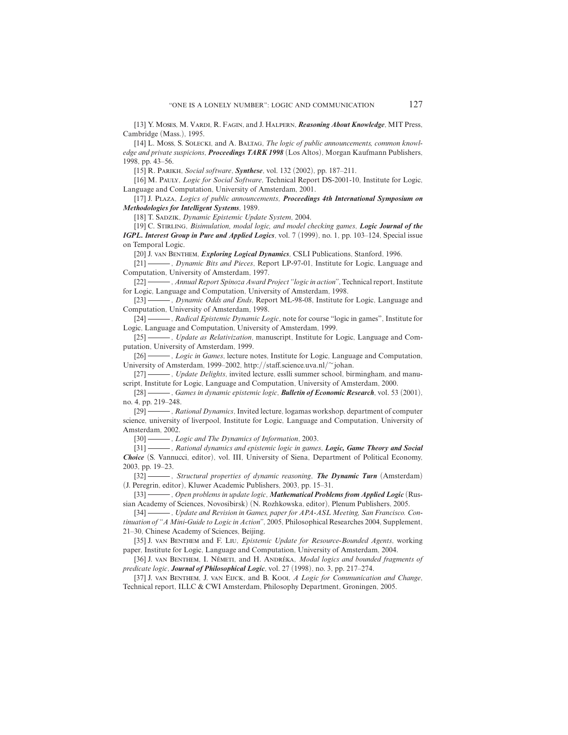[13] Y. Moses, M. Vardi, R. Fagin, and J. Halpern, ***Reasoning About Knowledge***, MIT Press, Cambridge (Mass.), 1995.

[14] L. Moss, S. Solecki, and A. Baltag, *The logic of public announcements, common knowledge and private suspicions*, ***Proceedings TARK 1998*** (Los Altos), Morgan Kaufmann Publishers, 1998, pp. 43–56.

[15] R. Parikh, *Social software*, ***Synthese***, vol. 132 (2002), pp. 187–211.

[16] M. Pauly, *Logic for Social Software*, Technical Report DS-2001-10, Institute for Logic, Language and Computation, University of Amsterdam, 2001.

[17] J. Plaza, *Logics of public announcements*, ***Proceedings 4th International Symposium on Methodologies for Intelligent Systems***, 1989.

[18] T. Sadzik, *Dynamic Epistemic Update System*, 2004.

[19] C. Stirling, *Bisimulation, modal logic, and model checking games*, ***Logic Journal of the IGPL. Interest Group in Pure and Applied Logics***, vol. 7 (1999), no. 1, pp. 103–124, Special issue on Temporal Logic.

[20] J. van Benthem, ***Exploring Logical Dynamics***, CSLI Publications, Stanford, 1996.

[21] ———, *Dynamic Bits and Pieces*, Report LP-97-01, Institute for Logic, Language and Computation, University of Amsterdam, 1997.

[22] ———, *Annual Report Spinoza Award Project "logic in action"*, Technical report, Institute for Logic, Language and Computation, University of Amsterdam, 1998.

[23] ———, *Dynamic Odds and Ends*, Report ML-98-08, Institute for Logic, Language and Computation, University of Amsterdam, 1998.

[24] ———, *Radical Epistemic Dynamic Logic*, note for course "logic in games", Institute for Logic, Language and Computation, University of Amsterdam, 1999.

[25] ———, *Update as Relativization*, manuscript, Institute for Logic, Language and Computation, University of Amsterdam, 1999.

[26] ———, *Logic in Games*, lecture notes, Institute for Logic, Language and Computation, University of Amsterdam, 1999–2002, http://staff.science.uva.nl/~johan.

[27] ———, *Update Delights*, invited lecture, esslli summer school, birmingham, and manuscript, Institute for Logic, Language and Computation, University of Amsterdam, 2000.

[28] ———, *Games in dynamic epistemic logic*, ***Bulletin of Economic Research***, vol. 53 (2001), no. 4, pp. 219–248.

[29] ———, *Rational Dynamics*, Invited lecture, logamas workshop, department of computer science, university of liverpool, Institute for Logic, Language and Computation, University of Amsterdam, 2002.

[30] ———, *Logic and The Dynamics of Information*, 2003.

[31] ———, *Rational dynamics and epistemic logic in games*, ***Logic, Game Theory and Social Choice*** (S. Vannucci, editor), vol. III, University of Siena, Department of Political Economy, 2003, pp. 19–23.

[32] ———, *Structural properties of dynamic reasoning*, ***The Dynamic Turn*** (Amsterdam) (J. Peregrin, editor), Kluwer Academic Publishers, 2003, pp. 15–31.

[33] ———, *Open problems in update logic*, ***Mathematical Problems from Applied Logic*** (Russian Academy of Sciences, Novosibirsk) (N. Rozhkowska, editor), Plenum Publishers, 2005.

[34] ———, *Update and Revision in Games, paper for APA-ASL Meeting, San Francisco. Continuation of "A Mini-Guide to Logic in Action"*, 2005, Philosophical Researches 2004, Supplement, 21–30, Chinese Academy of Sciences, Beijing.

[35] J. van Benthem and F. Liu, *Epistemic Update for Resource-Bounded Agents*, working paper, Institute for Logic, Language and Computation, University of Amsterdam, 2004.

[36] J. van Benthem, I. Németi, and H. Andréka, *Modal logics and bounded fragments of predicate logic*, ***Journal of Philosophical Logic***, vol. 27 (1998), no. 3, pp. 217–274.

[37] J. van Benthem, J. van Eijck, and B. Kooi, *A Logic for Communication and Change*, Technical report, ILLC & CWI Amsterdam, Philosophy Department, Groningen, 2005.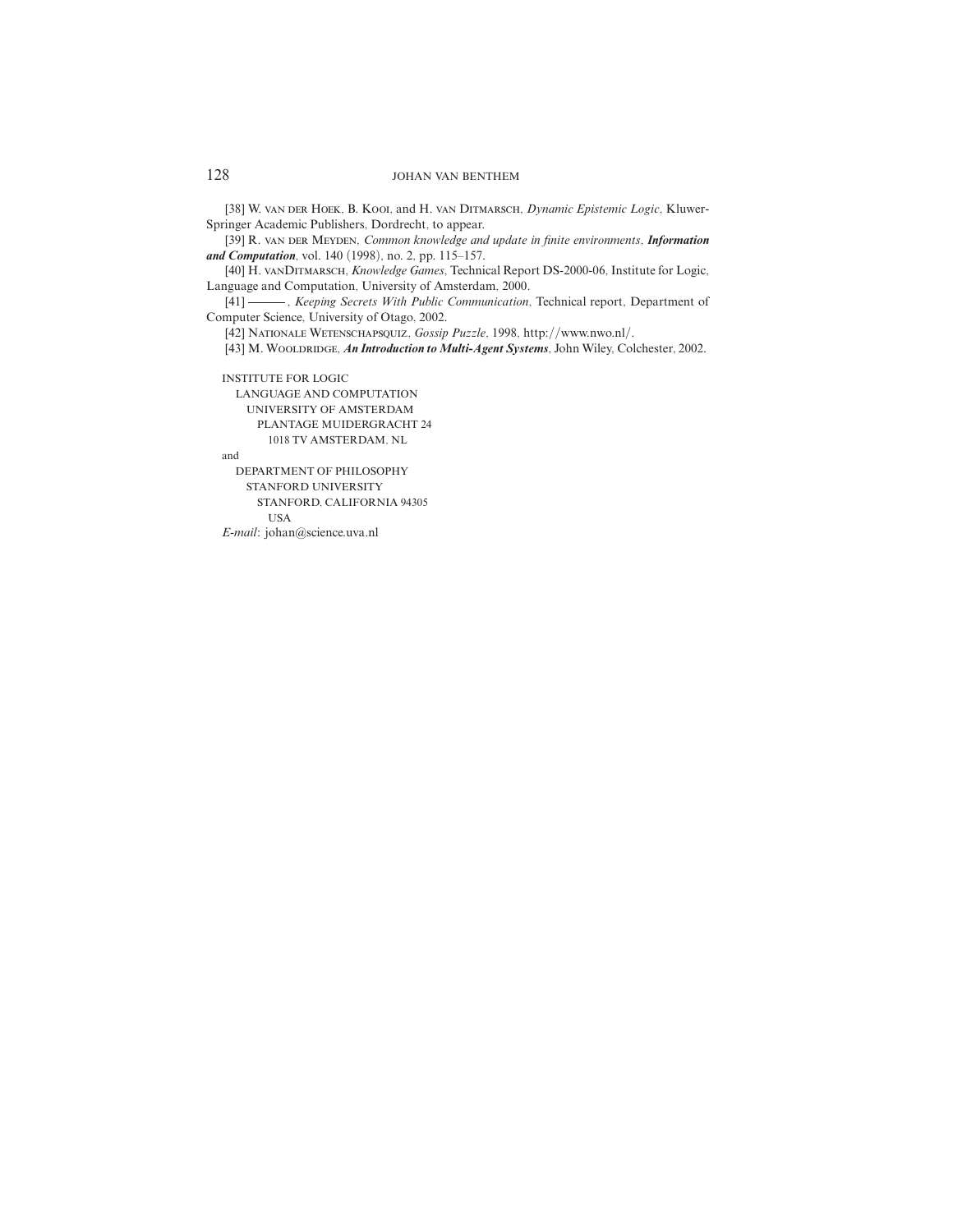[38] W. van der Hoek, B. Kooi, and H. van Ditmarsch, *Dynamic Epistemic Logic*, Kluwer-Springer Academic Publishers, Dordrecht, to appear.

[39] R. van der Meyden, *Common knowledge and update in finite environments*, ***Information and Computation***, vol. 140 (1998), no. 2, pp. 115–157.

[40] H. vanDitmarsch, *Knowledge Games*, Technical Report DS-2000-06, Institute for Logic, Language and Computation, University of Amsterdam, 2000.

[41] ———, *Keeping Secrets With Public Communication*, Technical report, Department of Computer Science, University of Otago, 2002.

[42] Nationale Wetenschapsquiz, *Gossip Puzzle*, 1998, http://www.nwo.nl/.

[43] M. Wooldridge, ***An Introduction to Multi-Agent Systems***, John Wiley, Colchester, 2002.

INSTITUTE FOR LOGIC
LANGUAGE AND COMPUTATION
UNIVERSITY OF AMSTERDAM
PLANTAGE MUIDERGRACHT 24
1018 TV AMSTERDAM, NL

and

DEPARTMENT OF PHILOSOPHY
STANFORD UNIVERSITY
STANFORD, CALIFORNIA 94305
USA

*E-mail*: johan@science.uva.nl